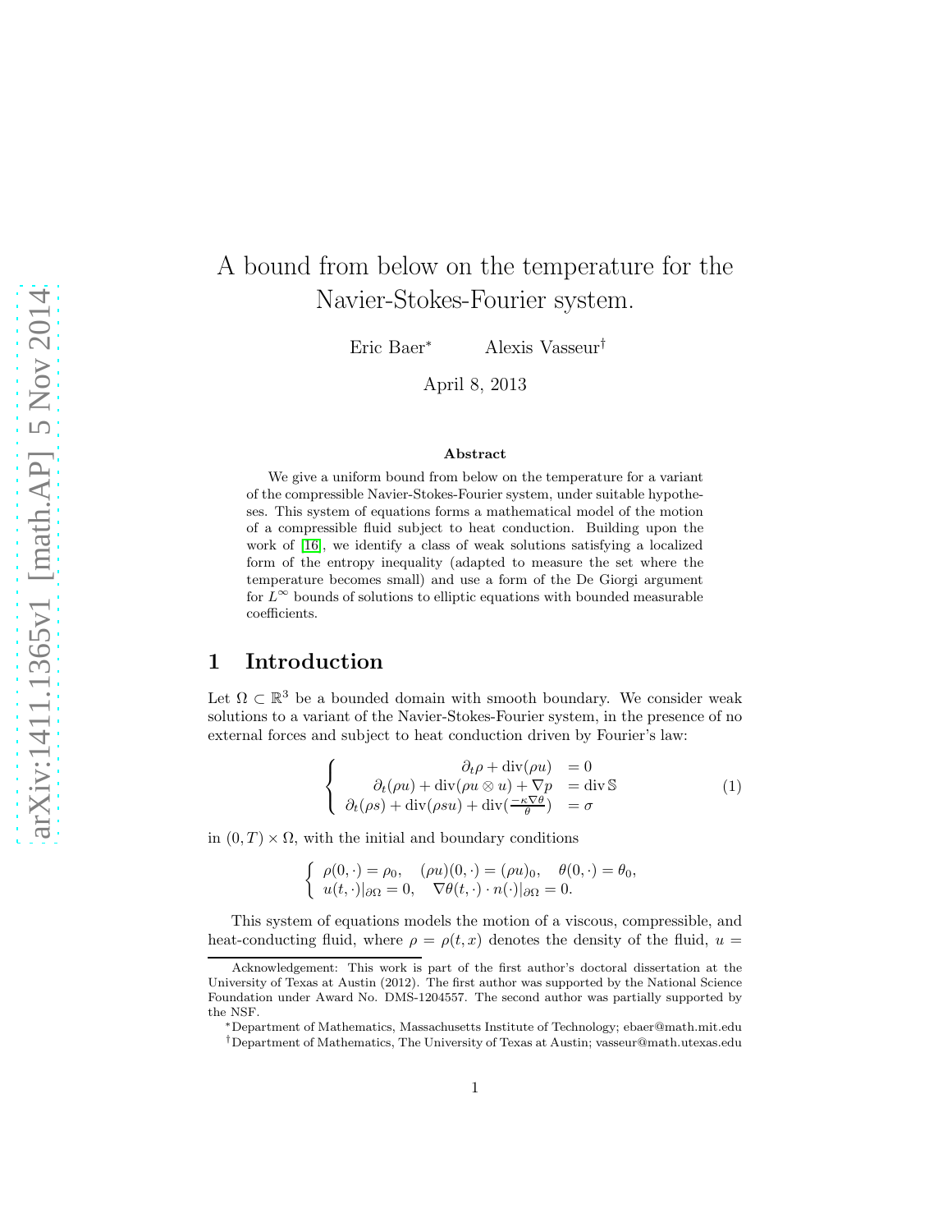# A bound from below on the temperature for the Navier-Stokes-Fourier system.

Eric Baer[*] Alexis Vasseur[†]

April 8, 2013

**Abstract**

We give a uniform bound from below on the temperature for a variant of the compressible Navier-Stokes-Fourier system, under suitable hypotheses. This system of equations forms a mathematical model of the motion of a compressible fluid subject to heat conduction. Building upon the work of [16], we identify a class of weak solutions satisfying a localized form of the entropy inequality (adapted to measure the set where the temperature becomes small) and use a form of the De Giorgi argument for $L^\infty$ bounds of solutions to elliptic equations with bounded measurable coefficients.

## 1 Introduction

Let $\Omega \subset \mathbb{R}^3$ be a bounded domain with smooth boundary. We consider weak solutions to a variant of the Navier-Stokes-Fourier system, in the presence of no external forces and subject to heat conduction driven by Fourier's law:

$$\left\{ \begin{array}{rl} \partial_t \rho + \operatorname{div}(\rho u) & = 0 \\ \partial_t(\rho u) + \operatorname{div}(\rho u \otimes u) + \nabla p & = \operatorname{div} \mathbb{S} \\ \partial_t(\rho s) + \operatorname{div}(\rho s u) + \operatorname{div}(\frac{-\kappa \nabla \theta}{\theta}) & = \sigma \end{array} \right. \tag{1}$$

in $(0, T) \times \Omega$, with the initial and boundary conditions

$$\left\{ \begin{array}{l} \rho(0, \cdot) = \rho_0, \quad (\rho u)(0, \cdot) = (\rho u)_0, \quad \theta(0, \cdot) = \theta_0, \\ u(t, \cdot)|_{\partial\Omega} = 0, \quad \nabla\theta(t, \cdot) \cdot n(\cdot)|_{\partial\Omega} = 0. \end{array} \right.$$

This system of equations models the motion of a viscous, compressible, and heat-conducting fluid, where $\rho = \rho(t, x)$ denotes the density of the fluid, $u =$

---

Acknowledgement: This work is part of the first author's doctoral dissertation at the University of Texas at Austin (2012). The first author was supported by the National Science Foundation under Award No. DMS-1204557. The second author was partially supported by the NSF.

[*]Department of Mathematics, Massachusetts Institute of Technology; ebaer@math.mit.edu

[†]Department of Mathematics, The University of Texas at Austin; vasseur@math.utexas.edu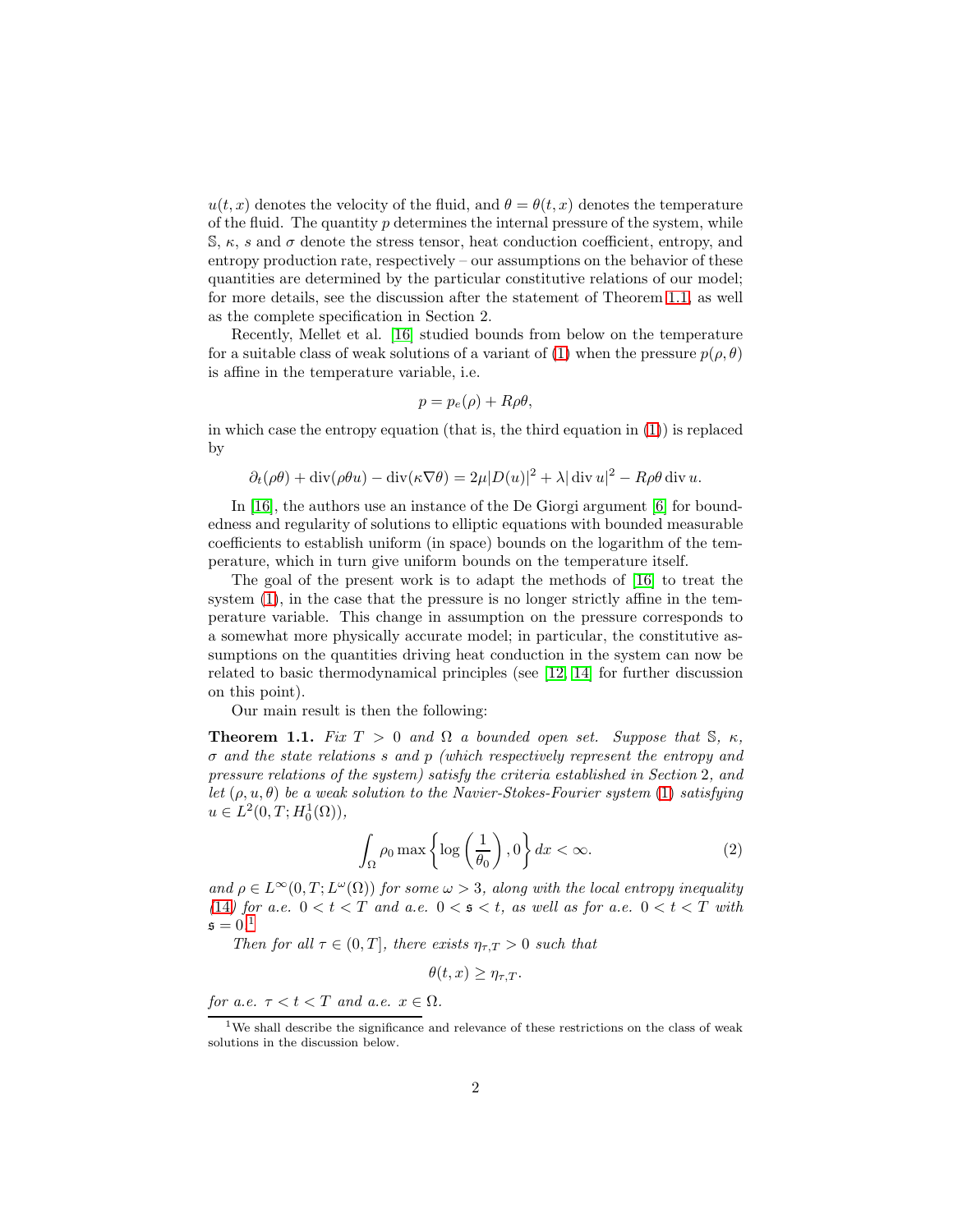$u(t,x)$ denotes the velocity of the fluid, and $\theta = \theta(t,x)$ denotes the temperature of the fluid. The quantity $p$ determines the internal pressure of the system, while $\mathbb{S}$, $\kappa$, $s$ and $\sigma$ denote the stress tensor, heat conduction coefficient, entropy, and entropy production rate, respectively – our assumptions on the behavior of these quantities are determined by the particular constitutive relations of our model; for more details, see the discussion after the statement of Theorem 1.1, as well as the complete specification in Section 2.

Recently, Mellet et al. [16] studied bounds from below on the temperature for a suitable class of weak solutions of a variant of (1) when the pressure $p(\rho,\theta)$ is affine in the temperature variable, i.e.

$$p = p_e(\rho) + R\rho\theta,$$

in which case the entropy equation (that is, the third equation in (1)) is replaced by

$$\partial_t(\rho\theta) + \operatorname{div}(\rho\theta u) - \operatorname{div}(\kappa\nabla\theta) = 2\mu|D(u)|^2 + \lambda|\operatorname{div} u|^2 - R\rho\theta \operatorname{div} u.$$

In [16], the authors use an instance of the De Giorgi argument [6] for boundedness and regularity of solutions to elliptic equations with bounded measurable coefficients to establish uniform (in space) bounds on the logarithm of the temperature, which in turn give uniform bounds on the temperature itself.

The goal of the present work is to adapt the methods of [16] to treat the system (1), in the case that the pressure is no longer strictly affine in the temperature variable. This change in assumption on the pressure corresponds to a somewhat more physically accurate model; in particular, the constitutive assumptions on the quantities driving heat conduction in the system can now be related to basic thermodynamical principles (see [12, 14] for further discussion on this point).

Our main result is then the following:

**Theorem 1.1.** *Fix $T > 0$ and $\Omega$ a bounded open set. Suppose that $\mathbb{S}$, $\kappa$, $\sigma$ and the state relations $s$ and $p$ (which respectively represent the entropy and pressure relations of the system) satisfy the criteria established in Section 2, and let $(\rho, u, \theta)$ be a weak solution to the Navier-Stokes-Fourier system (1) satisfying $u \in L^2(0,T;H^1_0(\Omega))$,*

$$\int_\Omega \rho_0 \max\left\{\log\left(\frac{1}{\theta_0}\right), 0\right\} dx < \infty. \tag{2}$$

*and $\rho \in L^\infty(0,T;L^\omega(\Omega))$ for some $\omega > 3$, along with the local entropy inequality (14) for a.e. $0 < t < T$ and a.e. $0 < \mathfrak{s} < t$, as well as for a.e. $0 < t < T$ with $\mathfrak{s} = 0$.*[1]

*Then for all $\tau \in (0,T]$, there exists $\eta_{\tau,T} > 0$ such that*

$$\theta(t,x) \geq \eta_{\tau,T}.$$

*for a.e. $\tau < t < T$ and a.e. $x \in \Omega$.*

[1] We shall describe the significance and relevance of these restrictions on the class of weak solutions in the discussion below.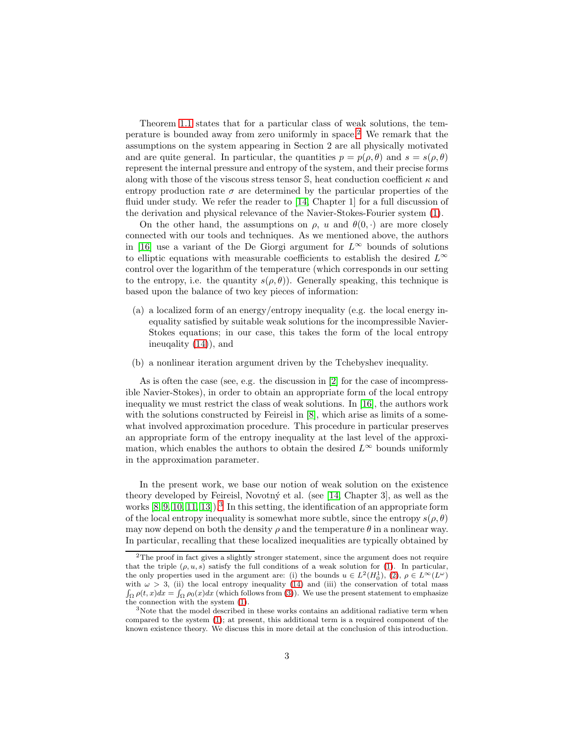Theorem 1.1 states that for a particular class of weak solutions, the temperature is bounded away from zero uniformly in space.[2] We remark that the assumptions on the system appearing in Section 2 are all physically motivated and are quite general. In particular, the quantities $p = p(\rho, \theta)$ and $s = s(\rho, \theta)$ represent the internal pressure and entropy of the system, and their precise forms along with those of the viscous stress tensor $\mathbb{S}$, heat conduction coefficient $\kappa$ and entropy production rate $\sigma$ are determined by the particular properties of the fluid under study. We refer the reader to [14, Chapter 1] for a full discussion of the derivation and physical relevance of the Navier-Stokes-Fourier system (1).

On the other hand, the assumptions on $\rho$, $u$ and $\theta(0, \cdot)$ are more closely connected with our tools and techniques. As we mentioned above, the authors in [16] use a variant of the De Giorgi argument for $L^\infty$ bounds of solutions to elliptic equations with measurable coefficients to establish the desired $L^\infty$ control over the logarithm of the temperature (which corresponds in our setting to the entropy, i.e. the quantity $s(\rho, \theta)$). Generally speaking, this technique is based upon the balance of two key pieces of information:

(a) a localized form of an energy/entropy inequality (e.g. the local energy inequality satisfied by suitable weak solutions for the incompressible Navier-Stokes equations; in our case, this takes the form of the local entropy ineuqality (14)), and

(b) a nonlinear iteration argument driven by the Tchebyshev inequality.

As is often the case (see, e.g. the discussion in [2] for the case of incompressible Navier-Stokes), in order to obtain an appropriate form of the local entropy inequality we must restrict the class of weak solutions. In [16], the authors work with the solutions constructed by Feireisl in [8], which arise as limits of a somewhat involved approximation procedure. This procedure in particular preserves an appropriate form of the entropy inequality at the last level of the approximation, which enables the authors to obtain the desired $L^\infty$ bounds uniformly in the approximation parameter.

In the present work, we base our notion of weak solution on the existence theory developed by Feireisl, Novotný et al. (see [14, Chapter 3], as well as the works [8, 9, 10, 11, 13]).[3] In this setting, the identification of an appropriate form of the local entropy inequality is somewhat more subtle, since the entropy $s(\rho, \theta)$ may now depend on both the density $\rho$ and the temperature $\theta$ in a nonlinear way. In particular, recalling that these localized inequalities are typically obtained by

[2] The proof in fact gives a slightly stronger statement, since the argument does not require that the triple $(\rho, u, s)$ satisfy the full conditions of a weak solution for (1). In particular, the only properties used in the argument are: (i) the bounds $u \in L^2(H^1_0)$, (2), $\rho \in L^\infty(L^\omega)$ with $\omega > 3$, (ii) the local entropy inequality (14) and (iii) the conservation of total mass $\int_\Omega \rho(t, x)dx = \int_\Omega \rho_0(x)dx$ (which follows from (3)). We use the present statement to emphasize the connection with the system (1).

[3] Note that the model described in these works contains an additional radiative term when compared to the system (1); at present, this additional term is a required component of the known existence theory. We discuss this in more detail at the conclusion of this introduction.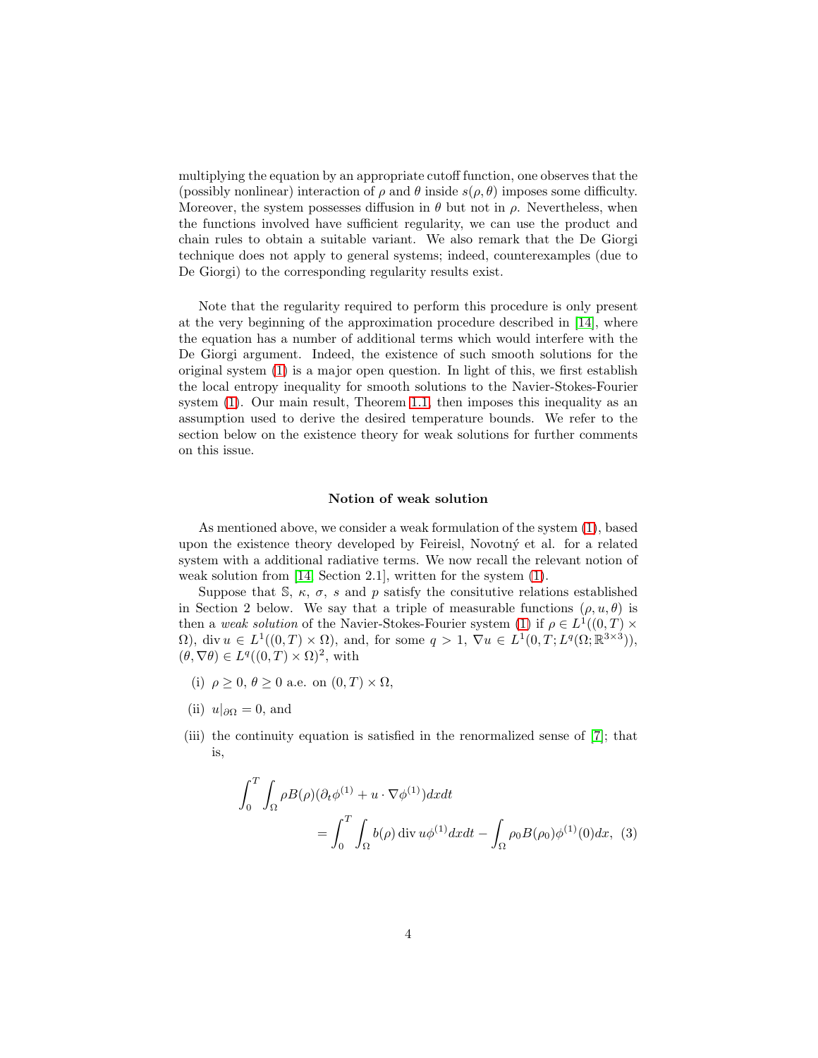multiplying the equation by an appropriate cutoff function, one observes that the (possibly nonlinear) interaction of $\rho$ and $\theta$ inside $s(\rho, \theta)$ imposes some difficulty. Moreover, the system possesses diffusion in $\theta$ but not in $\rho$. Nevertheless, when the functions involved have sufficient regularity, we can use the product and chain rules to obtain a suitable variant. We also remark that the De Giorgi technique does not apply to general systems; indeed, counterexamples (due to De Giorgi) to the corresponding regularity results exist.

Note that the regularity required to perform this procedure is only present at the very beginning of the approximation procedure described in [14], where the equation has a number of additional terms which would interfere with the De Giorgi argument. Indeed, the existence of such smooth solutions for the original system (1) is a major open question. In light of this, we first establish the local entropy inequality for smooth solutions to the Navier-Stokes-Fourier system (1). Our main result, Theorem 1.1, then imposes this inequality as an assumption used to derive the desired temperature bounds. We refer to the section below on the existence theory for weak solutions for further comments on this issue.

### Notion of weak solution

As mentioned above, we consider a weak formulation of the system (1), based upon the existence theory developed by Feireisl, Novotný et al. for a related system with a additional radiative terms. We now recall the relevant notion of weak solution from [14, Section 2.1], written for the system (1).

Suppose that $\mathbb{S}$, $\kappa$, $\sigma$, $s$ and $p$ satisfy the consitutive relations established in Section 2 below. We say that a triple of measurable functions $(\rho, u, \theta)$ is then a *weak solution* of the Navier-Stokes-Fourier system (1) if $\rho \in L^1((0,T) \times \Omega)$, $\operatorname{div} u \in L^1((0,T) \times \Omega)$, and, for some $q > 1$, $\nabla u \in L^1(0,T; L^q(\Omega; \mathbb{R}^{3\times 3}))$, $(\theta, \nabla\theta) \in L^q((0,T) \times \Omega)^2$, with

(i) $\rho \geq 0$, $\theta \geq 0$ a.e. on $(0,T) \times \Omega$,

(ii) $u|_{\partial\Omega} = 0$, and

(iii) the continuity equation is satisfied in the renormalized sense of [7]; that is,

$$\int_0^T \int_\Omega \rho B(\rho)(\partial_t \phi^{(1)} + u \cdot \nabla \phi^{(1)}) dx dt = \int_0^T \int_\Omega b(\rho) \operatorname{div} u \phi^{(1)} dx dt - \int_\Omega \rho_0 B(\rho_0) \phi^{(1)}(0) dx, \quad (3)$$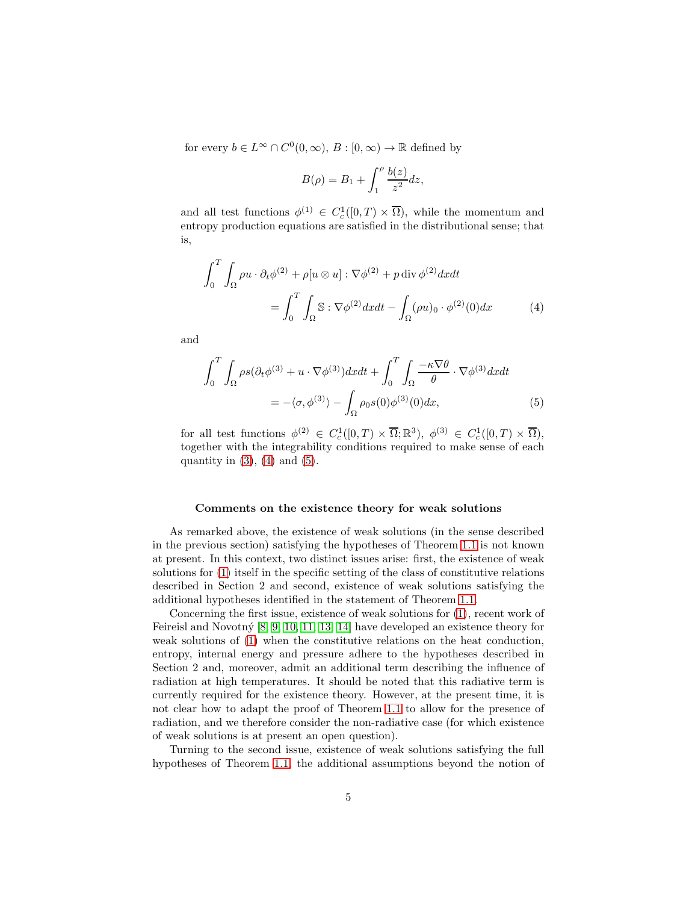for every $b \in L^\infty \cap C^0(0,\infty)$, $B : [0,\infty) \to \mathbb{R}$ defined by

$$B(\rho) = B_1 + \int_1^\rho \frac{b(z)}{z^2} dz,$$

and all test functions $\phi^{(1)} \in C_c^1([0,T) \times \overline{\Omega})$, while the momentum and entropy production equations are satisfied in the distributional sense; that is,

$$\begin{aligned}\int_0^T \int_\Omega \rho u \cdot \partial_t \phi^{(2)} + \rho[u \otimes u] : \nabla \phi^{(2)} + p \operatorname{div} \phi^{(2)} dx dt \\ = \int_0^T \int_\Omega \mathbb{S} : \nabla \phi^{(2)} dx dt - \int_\Omega (\rho u)_0 \cdot \phi^{(2)}(0) dx \end{aligned} \tag{4}$$

and

$$\begin{aligned}\int_0^T \int_\Omega \rho s (\partial_t \phi^{(3)} + u \cdot \nabla \phi^{(3)}) dx dt + \int_0^T \int_\Omega \frac{-\kappa \nabla \theta}{\theta} \cdot \nabla \phi^{(3)} dx dt \\ = -\langle \sigma, \phi^{(3)} \rangle - \int_\Omega \rho_0 s(0) \phi^{(3)}(0) dx, \end{aligned} \tag{5}$$

for all test functions $\phi^{(2)} \in C_c^1([0,T) \times \overline{\Omega}; \mathbb{R}^3)$, $\phi^{(3)} \in C_c^1([0,T) \times \overline{\Omega})$, together with the integrability conditions required to make sense of each quantity in (3), (4) and (5).

### Comments on the existence theory for weak solutions

As remarked above, the existence of weak solutions (in the sense described in the previous section) satisfying the hypotheses of Theorem 1.1 is not known at present. In this context, two distinct issues arise: first, the existence of weak solutions for (1) itself in the specific setting of the class of constitutive relations described in Section 2 and second, existence of weak solutions satisfying the additional hypotheses identified in the statement of Theorem 1.1.

Concerning the first issue, existence of weak solutions for (1), recent work of Feireisl and Novotný [8, 9, 10, 11, 13, 14] have developed an existence theory for weak solutions of (1) when the constitutive relations on the heat conduction, entropy, internal energy and pressure adhere to the hypotheses described in Section 2 and, moreover, admit an additional term describing the influence of radiation at high temperatures. It should be noted that this radiative term is currently required for the existence theory. However, at the present time, it is not clear how to adapt the proof of Theorem 1.1 to allow for the presence of radiation, and we therefore consider the non-radiative case (for which existence of weak solutions is at present an open question).

Turning to the second issue, existence of weak solutions satisfying the full hypotheses of Theorem 1.1, the additional assumptions beyond the notion of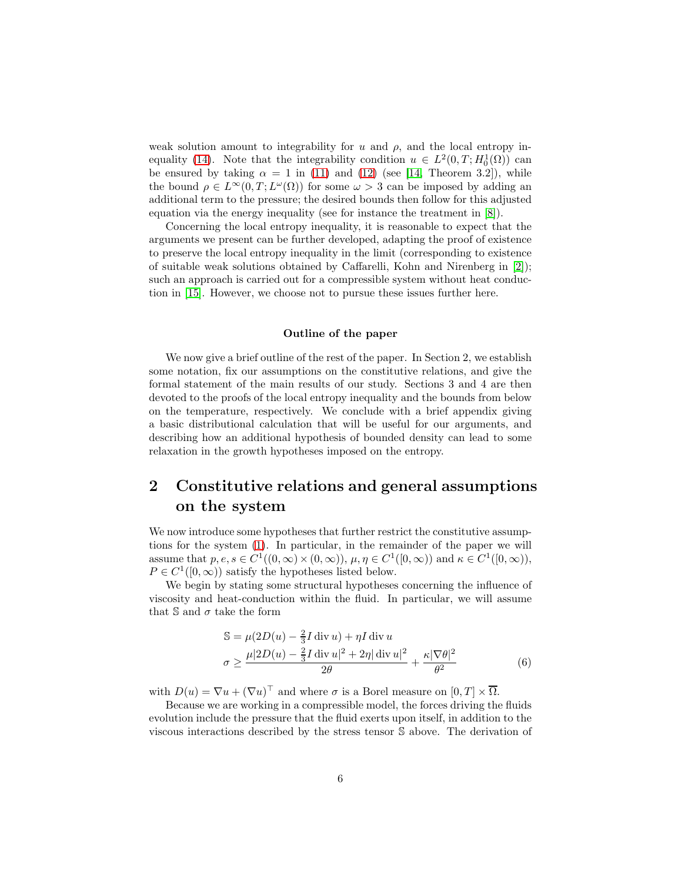weak solution amount to integrability for $u$ and $\rho$, and the local entropy inequality (14). Note that the integrability condition $u \in L^2(0,T;H_0^1(\Omega))$ can be ensured by taking $\alpha = 1$ in (11) and (12) (see [14, Theorem 3.2]), while the bound $\rho \in L^\infty(0,T;L^\omega(\Omega))$ for some $\omega > 3$ can be imposed by adding an additional term to the pressure; the desired bounds then follow for this adjusted equation via the energy inequality (see for instance the treatment in [8]).

Concerning the local entropy inequality, it is reasonable to expect that the arguments we present can be further developed, adapting the proof of existence to preserve the local entropy inequality in the limit (corresponding to existence of suitable weak solutions obtained by Caffarelli, Kohn and Nirenberg in [2]); such an approach is carried out for a compressible system without heat conduction in [15]. However, we choose not to pursue these issues further here.

### Outline of the paper

We now give a brief outline of the rest of the paper. In Section 2, we establish some notation, fix our assumptions on the constitutive relations, and give the formal statement of the main results of our study. Sections 3 and 4 are then devoted to the proofs of the local entropy inequality and the bounds from below on the temperature, respectively. We conclude with a brief appendix giving a basic distributional calculation that will be useful for our arguments, and describing how an additional hypothesis of bounded density can lead to some relaxation in the growth hypotheses imposed on the entropy.

## 2 Constitutive relations and general assumptions on the system

We now introduce some hypotheses that further restrict the constitutive assumptions for the system (1). In particular, in the remainder of the paper we will assume that $p, e, s \in C^1((0,\infty)\times(0,\infty))$, $\mu, \eta \in C^1([0,\infty))$ and $\kappa \in C^1([0,\infty))$, $P \in C^1([0,\infty))$ satisfy the hypotheses listed below.

We begin by stating some structural hypotheses concerning the influence of viscosity and heat-conduction within the fluid. In particular, we will assume that $\mathbb{S}$ and $\sigma$ take the form

$$
\begin{aligned}
\mathbb{S} &= \mu(2D(u) - \tfrac{2}{3}I \operatorname{div} u) + \eta I \operatorname{div} u \\
\sigma &\geq \frac{\mu|2D(u) - \frac{2}{3}I \operatorname{div} u|^2 + 2\eta|\operatorname{div} u|^2}{2\theta} + \frac{\kappa|\nabla\theta|^2}{\theta^2}
\end{aligned}
\tag{6}
$$

with $D(u) = \nabla u + (\nabla u)^\top$ and where $\sigma$ is a Borel measure on $[0,T]\times\overline{\Omega}$.

Because we are working in a compressible model, the forces driving the fluids evolution include the pressure that the fluid exerts upon itself, in addition to the viscous interactions described by the stress tensor $\mathbb{S}$ above. The derivation of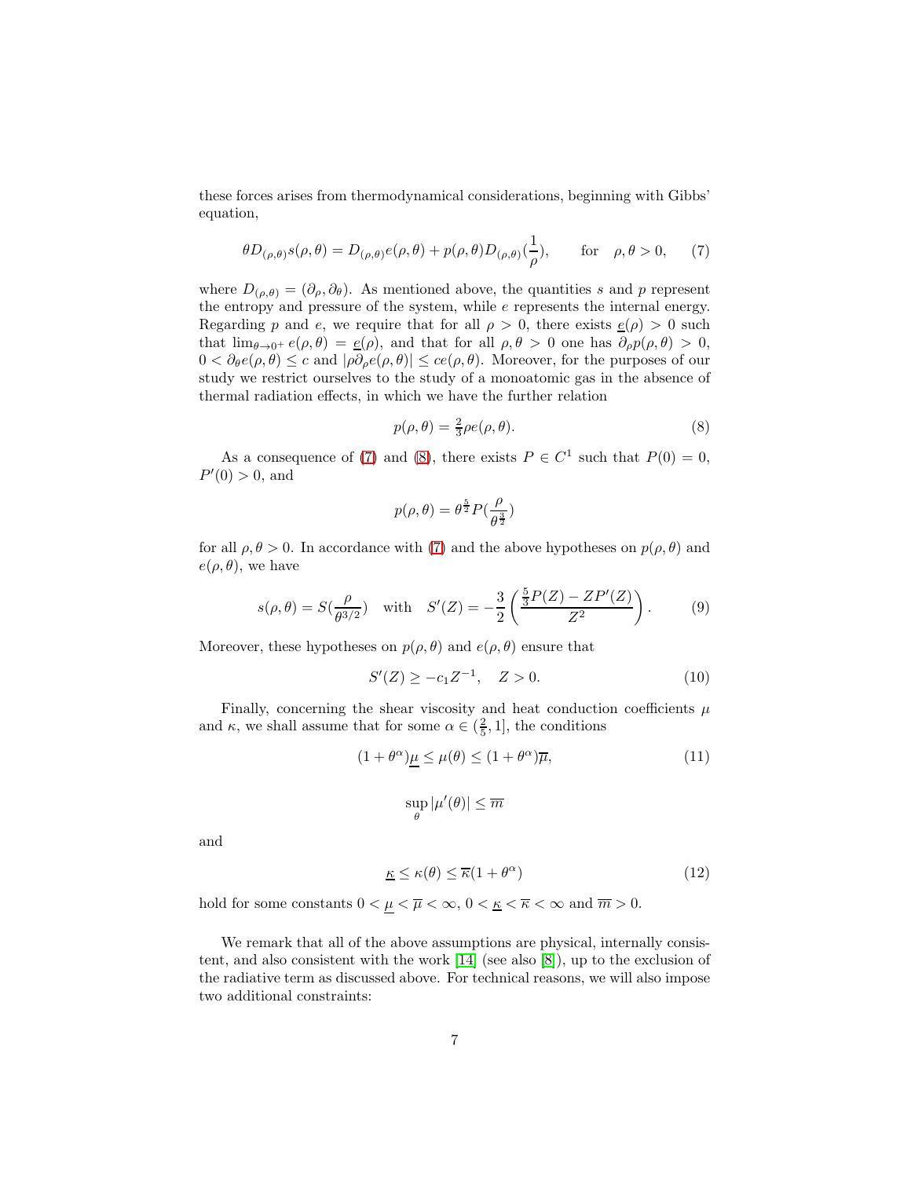these forces arises from thermodynamical considerations, beginning with Gibbs' equation,

$$\theta D_{(\rho,\theta)} s(\rho,\theta) = D_{(\rho,\theta)} e(\rho,\theta) + p(\rho,\theta) D_{(\rho,\theta)}(\frac{1}{\rho}), \qquad \text{for} \quad \rho,\theta > 0, \tag{7}$$

where $D_{(\rho,\theta)} = (\partial_\rho, \partial_\theta)$. As mentioned above, the quantities $s$ and $p$ represent the entropy and pressure of the system, while $e$ represents the internal energy. Regarding $p$ and $e$, we require that for all $\rho > 0$, there exists $\underline{e}(\rho) > 0$ such that $\lim_{\theta\to 0^+} e(\rho,\theta) = \underline{e}(\rho)$, and that for all $\rho, \theta > 0$ one has $\partial_\rho p(\rho,\theta) > 0$, $0 < \partial_\theta e(\rho,\theta) \le c$ and $|\rho \partial_\rho e(\rho,\theta)| \le c e(\rho,\theta)$. Moreover, for the purposes of our study we restrict ourselves to the study of a monoatomic gas in the absence of thermal radiation effects, in which we have the further relation

$$p(\rho,\theta) = \tfrac{2}{3}\rho e(\rho,\theta). \tag{8}$$

As a consequence of (7) and (8), there exists $P \in C^1$ such that $P(0) = 0$, $P'(0) > 0$, and

$$p(\rho,\theta) = \theta^{\frac{5}{2}} P(\frac{\rho}{\theta^{\frac{3}{2}}})$$

for all $\rho, \theta > 0$. In accordance with (7) and the above hypotheses on $p(\rho,\theta)$ and $e(\rho,\theta)$, we have

$$s(\rho,\theta) = S(\frac{\rho}{\theta^{3/2}}) \quad \text{with} \quad S'(Z) = -\frac{3}{2}\left(\frac{\frac{5}{3}P(Z) - ZP'(Z)}{Z^2}\right). \tag{9}$$

Moreover, these hypotheses on $p(\rho,\theta)$ and $e(\rho,\theta)$ ensure that

$$S'(Z) \ge -c_1 Z^{-1}, \quad Z > 0. \tag{10}$$

Finally, concerning the shear viscosity and heat conduction coefficients $\mu$ and $\kappa$, we shall assume that for some $\alpha \in (\frac{2}{5}, 1]$, the conditions

$$(1+\theta^\alpha)\underline{\mu} \le \mu(\theta) \le (1+\theta^\alpha)\overline{\mu}, \tag{11}$$

$$\sup_\theta |\mu'(\theta)| \le \overline{m}$$

and

$$\underline{\kappa} \le \kappa(\theta) \le \overline{\kappa}(1+\theta^\alpha) \tag{12}$$

hold for some constants $0 < \underline{\mu} < \overline{\mu} < \infty$, $0 < \underline{\kappa} < \overline{\kappa} < \infty$ and $\overline{m} > 0$.

We remark that all of the above assumptions are physical, internally consistent, and also consistent with the work [14] (see also [8]), up to the exclusion of the radiative term as discussed above. For technical reasons, we will also impose two additional constraints: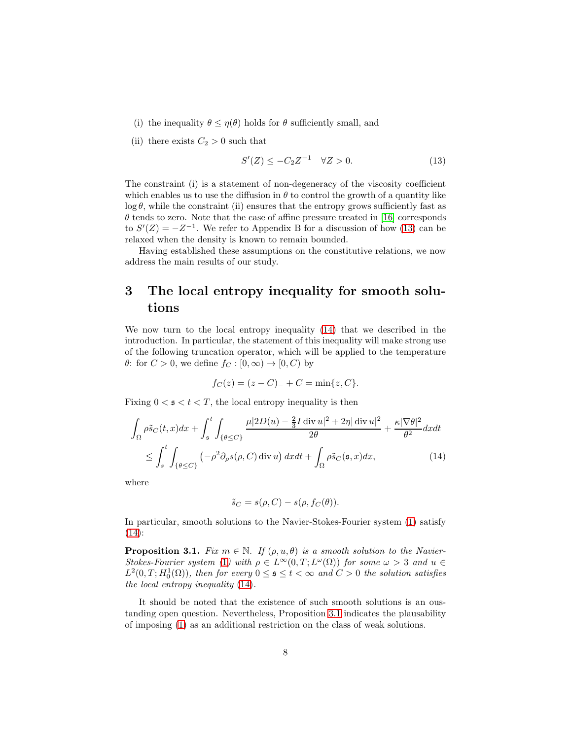(i) the inequality $\theta \leq \eta(\theta)$ holds for $\theta$ sufficiently small, and

(ii) there exists $C_2 > 0$ such that

$$S'(Z) \leq -C_2 Z^{-1} \quad \forall Z > 0. \tag{13}$$

The constraint (i) is a statement of non-degeneracy of the viscosity coefficient which enables us to use the diffusion in $\theta$ to control the growth of a quantity like $\log \theta$, while the constraint (ii) ensures that the entropy grows sufficiently fast as $\theta$ tends to zero. Note that the case of affine pressure treated in [16] corresponds to $S'(Z) = -Z^{-1}$. We refer to Appendix B for a discussion of how (13) can be relaxed when the density is known to remain bounded.

Having established these assumptions on the constitutive relations, we now address the main results of our study.

# 3 The local entropy inequality for smooth solutions

We now turn to the local entropy inequality (14) that we described in the introduction. In particular, the statement of this inequality will make strong use of the following truncation operator, which will be applied to the temperature $\theta$: for $C > 0$, we define $f_C : [0, \infty) \to [0, C)$ by

$$f_C(z) = (z - C)_- + C = \min\{z, C\}.$$

Fixing $0 < \mathfrak{s} < t < T$, the local entropy inequality is then

$$\begin{aligned}\int_\Omega \rho \tilde{s}_C(t,x)dx + \int_{\mathfrak{s}}^t \int_{\{\theta \leq C\}} \frac{\mu|2D(u) - \frac{2}{3}I \operatorname{div} u|^2 + 2\eta|\operatorname{div} u|^2}{2\theta} + \frac{\kappa|\nabla\theta|^2}{\theta^2} dxdt \\ \leq \int_s^t \int_{\{\theta \leq C\}} \left(-\rho^2 \partial_\rho s(\rho, C) \operatorname{div} u\right) dxdt + \int_\Omega \rho \tilde{s}_C(\mathfrak{s}, x)dx,\end{aligned} \tag{14}$$

where

$$\tilde{s}_C = s(\rho, C) - s(\rho, f_C(\theta)).$$

In particular, smooth solutions to the Navier-Stokes-Fourier system (1) satisfy (14):

**Proposition 3.1.** *Fix $m \in \mathbb{N}$. If $(\rho, u, \theta)$ is a smooth solution to the Navier-Stokes-Fourier system (1) with $\rho \in L^\infty(0, T; L^\omega(\Omega))$ for some $\omega > 3$ and $u \in L^2(0, T; H_0^1(\Omega))$, then for every $0 \leq \mathfrak{s} \leq t < \infty$ and $C > 0$ the solution satisfies the local entropy inequality (14).*

It should be noted that the existence of such smooth solutions is an oustanding open question. Nevertheless, Proposition 3.1 indicates the plausability of imposing (1) as an additional restriction on the class of weak solutions.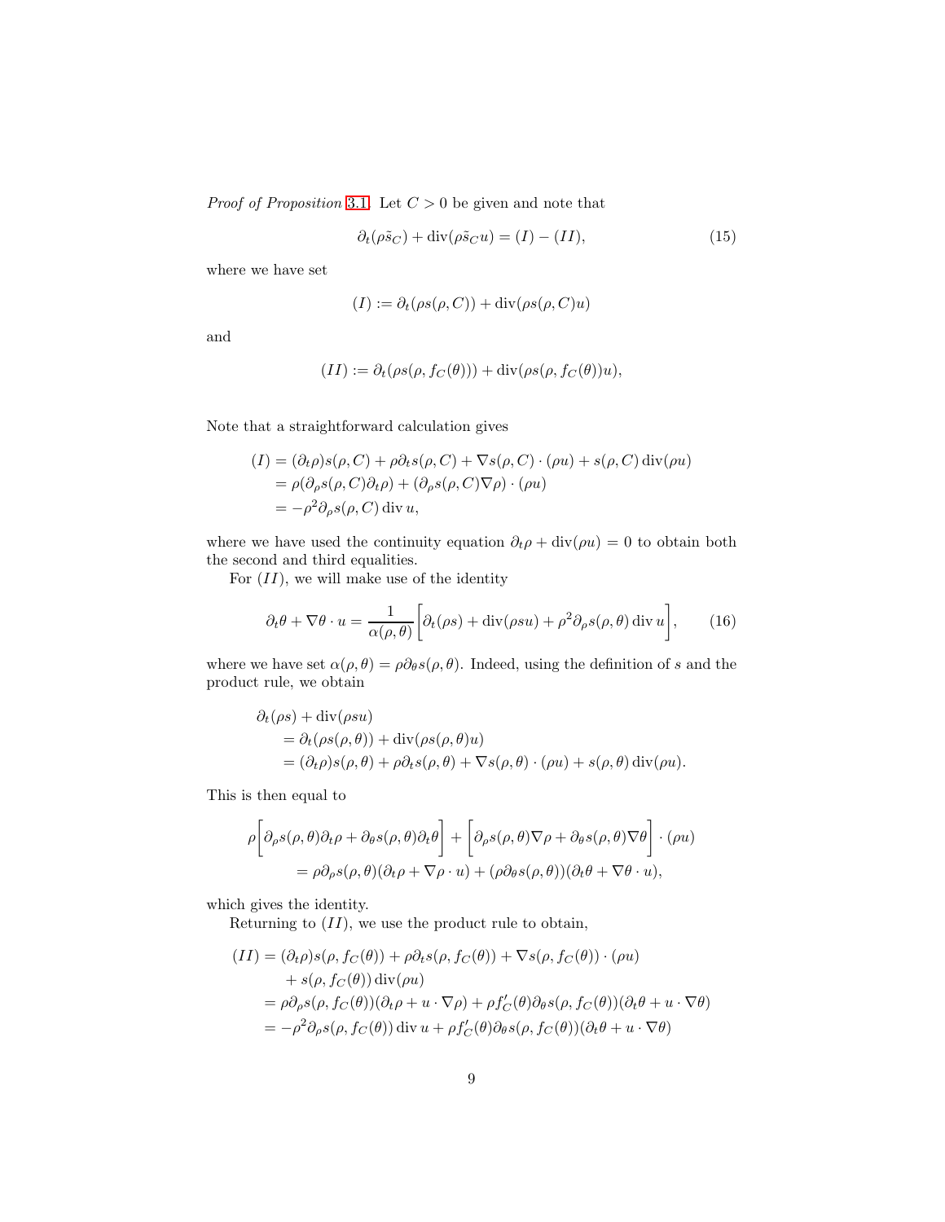*Proof of Proposition* 3.1. Let $C > 0$ be given and note that

$$\partial_t(\rho \tilde{s}_C) + \operatorname{div}(\rho \tilde{s}_C u) = (I) - (II), \tag{15}$$

where we have set

$$(I) := \partial_t(\rho s(\rho, C)) + \operatorname{div}(\rho s(\rho, C)u)$$

and

$$(II) := \partial_t(\rho s(\rho, f_C(\theta))) + \operatorname{div}(\rho s(\rho, f_C(\theta))u),$$

Note that a straightforward calculation gives

$$\begin{aligned}
(I) &= (\partial_t \rho)s(\rho, C) + \rho \partial_t s(\rho, C) + \nabla s(\rho, C) \cdot (\rho u) + s(\rho, C) \operatorname{div}(\rho u) \\
&= \rho(\partial_\rho s(\rho, C)\partial_t \rho) + (\partial_\rho s(\rho, C)\nabla \rho) \cdot (\rho u) \\
&= -\rho^2 \partial_\rho s(\rho, C) \operatorname{div} u,
\end{aligned}$$

where we have used the continuity equation $\partial_t \rho + \operatorname{div}(\rho u) = 0$ to obtain both the second and third equalities.

For $(II)$, we will make use of the identity

$$\partial_t \theta + \nabla \theta \cdot u = \frac{1}{\alpha(\rho, \theta)} \bigg[ \partial_t(\rho s) + \operatorname{div}(\rho s u) + \rho^2 \partial_\rho s(\rho, \theta) \operatorname{div} u \bigg], \tag{16}$$

where we have set $\alpha(\rho, \theta) = \rho \partial_\theta s(\rho, \theta)$. Indeed, using the definition of $s$ and the product rule, we obtain

$$\begin{aligned}
&\partial_t(\rho s) + \operatorname{div}(\rho s u) \\
&\quad = \partial_t(\rho s(\rho, \theta)) + \operatorname{div}(\rho s(\rho, \theta)u) \\
&\quad = (\partial_t \rho)s(\rho, \theta) + \rho \partial_t s(\rho, \theta) + \nabla s(\rho, \theta) \cdot (\rho u) + s(\rho, \theta) \operatorname{div}(\rho u).
\end{aligned}$$

This is then equal to

$$\begin{aligned}
&\rho \bigg[ \partial_\rho s(\rho, \theta)\partial_t \rho + \partial_\theta s(\rho, \theta)\partial_t \theta \bigg] + \bigg[ \partial_\rho s(\rho, \theta)\nabla \rho + \partial_\theta s(\rho, \theta)\nabla \theta \bigg] \cdot (\rho u) \\
&\qquad = \rho \partial_\rho s(\rho, \theta)(\partial_t \rho + \nabla \rho \cdot u) + (\rho \partial_\theta s(\rho, \theta))(\partial_t \theta + \nabla \theta \cdot u),
\end{aligned}$$

which gives the identity.

Returning to $(II)$, we use the product rule to obtain,

$$\begin{aligned}
(II) &= (\partial_t \rho)s(\rho, f_C(\theta)) + \rho \partial_t s(\rho, f_C(\theta)) + \nabla s(\rho, f_C(\theta)) \cdot (\rho u) \\
&\quad + s(\rho, f_C(\theta)) \operatorname{div}(\rho u) \\
&= \rho \partial_\rho s(\rho, f_C(\theta))(\partial_t \rho + u \cdot \nabla \rho) + \rho f_C'(\theta)\partial_\theta s(\rho, f_C(\theta))(\partial_t \theta + u \cdot \nabla \theta) \\
&= -\rho^2 \partial_\rho s(\rho, f_C(\theta)) \operatorname{div} u + \rho f_C'(\theta)\partial_\theta s(\rho, f_C(\theta))(\partial_t \theta + u \cdot \nabla \theta)
\end{aligned}$$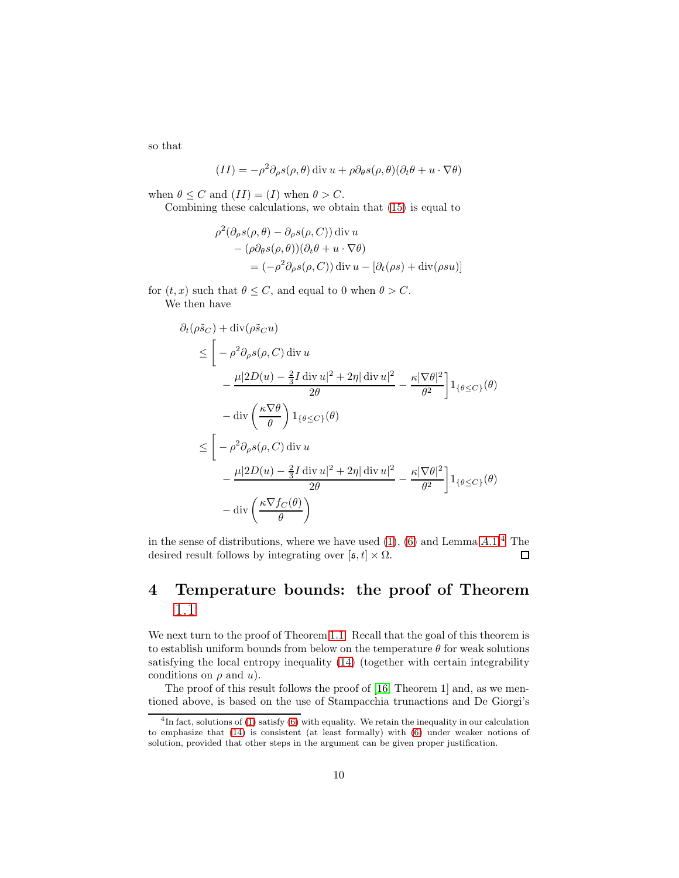so that

$$(II) = -\rho^2 \partial_\rho s(\rho,\theta) \operatorname{div} u + \rho \partial_\theta s(\rho,\theta)(\partial_t \theta + u \cdot \nabla\theta)$$

when $\theta \le C$ and $(II) = (I)$ when $\theta > C$.

Combining these calculations, we obtain that (15) is equal to

$$\begin{aligned}
&\rho^2(\partial_\rho s(\rho,\theta) - \partial_\rho s(\rho, C)) \operatorname{div} u \\
&\quad - (\rho \partial_\theta s(\rho,\theta))(\partial_t \theta + u \cdot \nabla \theta) \\
&\qquad = (-\rho^2 \partial_\rho s(\rho, C)) \operatorname{div} u - [\partial_t(\rho s) + \operatorname{div}(\rho s u)]
\end{aligned}$$

for $(t,x)$ such that $\theta \le C$, and equal to 0 when $\theta > C$.

We then have

$$\begin{aligned}
&\partial_t(\rho \tilde{s}_C) + \operatorname{div}(\rho \tilde{s}_C u) \\
&\quad \le \Bigg[ -\rho^2 \partial_\rho s(\rho, C) \operatorname{div} u \\
&\qquad - \frac{\mu |2D(u) - \frac{2}{3} I \operatorname{div} u|^2 + 2\eta |\operatorname{div} u|^2}{2\theta} - \frac{\kappa |\nabla \theta|^2}{\theta^2} \Bigg] 1_{\{\theta \le C\}}(\theta) \\
&\qquad - \operatorname{div}\left( \frac{\kappa \nabla \theta}{\theta} \right) 1_{\{\theta \le C\}}(\theta) \\
&\quad \le \Bigg[ -\rho^2 \partial_\rho s(\rho, C) \operatorname{div} u \\
&\qquad - \frac{\mu |2D(u) - \frac{2}{3} I \operatorname{div} u|^2 + 2\eta |\operatorname{div} u|^2}{2\theta} - \frac{\kappa |\nabla \theta|^2}{\theta^2} \Bigg] 1_{\{\theta \le C\}}(\theta) \\
&\qquad - \operatorname{div}\left( \frac{\kappa \nabla f_C(\theta)}{\theta} \right)
\end{aligned}$$

in the sense of distributions, where we have used (1), (6) and Lemma A.1.[4] The desired result follows by integrating over $[\mathfrak{s}, t] \times \Omega$. ◻

# 4 Temperature bounds: the proof of Theorem 1.1

We next turn to the proof of Theorem 1.1. Recall that the goal of this theorem is to establish uniform bounds from below on the temperature $\theta$ for weak solutions satisfying the local entropy inequality (14) (together with certain integrability conditions on $\rho$ and $u$).

The proof of this result follows the proof of [16, Theorem 1] and, as we mentioned above, is based on the use of Stampacchia trunctions and De Giorgi's

[4] In fact, solutions of (1) satisfy (6) with equality. We retain the inequality in our calculation to emphasize that (14) is consistent (at least formally) with (6) under weaker notions of solution, provided that other steps in the argument can be given proper justification.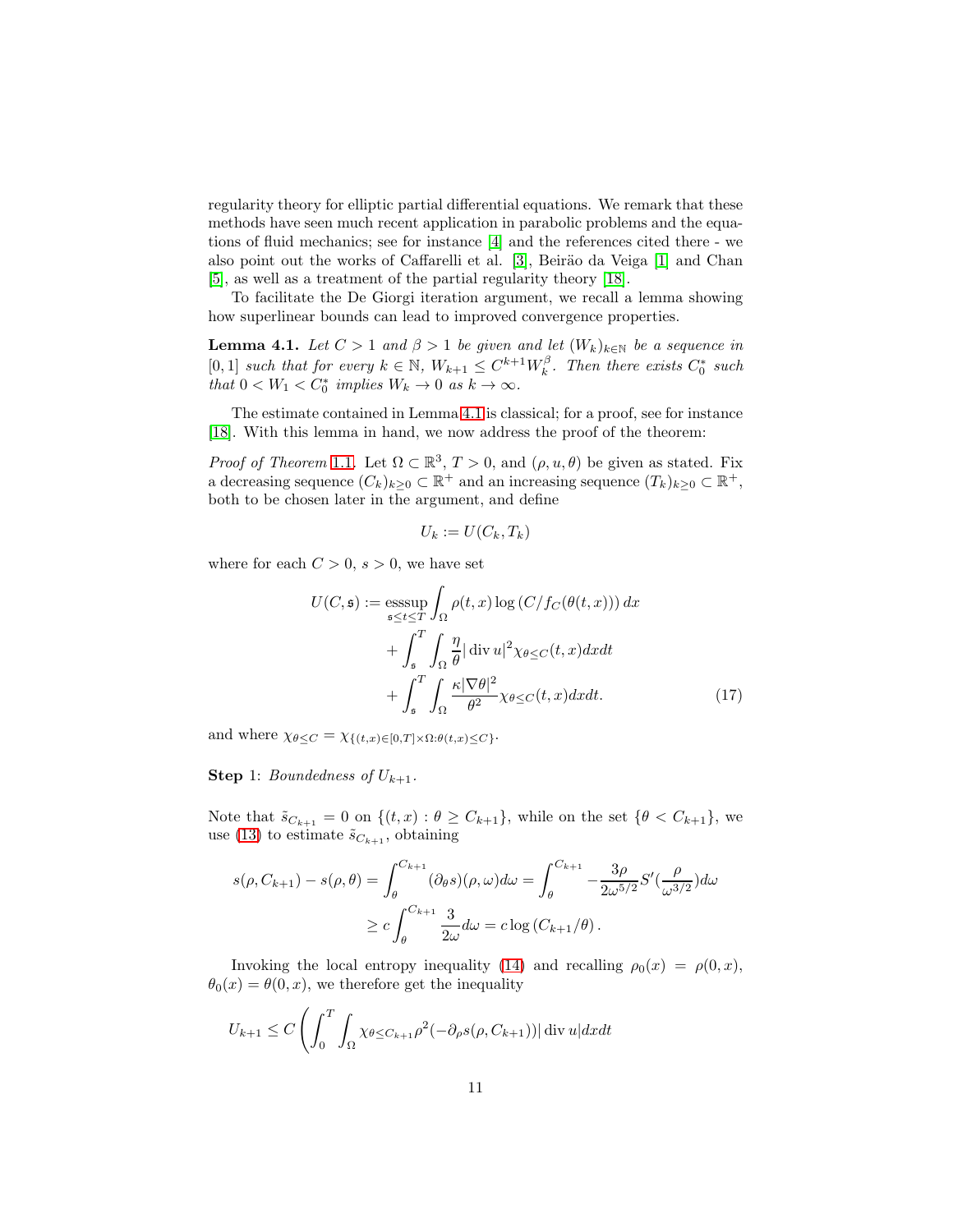regularity theory for elliptic partial differential equations. We remark that these methods have seen much recent application in parabolic problems and the equations of fluid mechanics; see for instance [4] and the references cited there - we also point out the works of Caffarelli et al. [3], Beirão da Veiga [1] and Chan [5], as well as a treatment of the partial regularity theory [18].

To facilitate the De Giorgi iteration argument, we recall a lemma showing how superlinear bounds can lead to improved convergence properties.

**Lemma 4.1.** *Let $C > 1$ and $\beta > 1$ be given and let $(W_k)_{k\in\mathbb{N}}$ be a sequence in $[0,1]$ such that for every $k \in \mathbb{N}$, $W_{k+1} \le C^{k+1} W_k^\beta$. Then there exists $C_0^*$ such that $0 < W_1 < C_0^*$ implies $W_k \to 0$ as $k \to \infty$.*

The estimate contained in Lemma 4.1 is classical; for a proof, see for instance [18]. With this lemma in hand, we now address the proof of the theorem:

*Proof of Theorem 1.1.* Let $\Omega \subset \mathbb{R}^3$, $T > 0$, and $(\rho, u, \theta)$ be given as stated. Fix a decreasing sequence $(C_k)_{k\ge 0} \subset \mathbb{R}^+$ and an increasing sequence $(T_k)_{k\ge 0} \subset \mathbb{R}^+$, both to be chosen later in the argument, and define

$$U_k := U(C_k, T_k)$$

where for each $C > 0$, $s > 0$, we have set

$$\begin{aligned}
U(C, \mathfrak{s}) := \operatorname*{esssup}_{\mathfrak{s}\le t\le T} \int_\Omega \rho(t,x) \log\left(C/f_C(\theta(t,x))\right) dx \\
+ \int_{\mathfrak{s}}^T \int_\Omega \frac{\eta}{\theta} |\operatorname{div} u|^2 \chi_{\theta\le C}(t,x) dx dt \\
+ \int_{\mathfrak{s}}^T \int_\Omega \frac{\kappa |\nabla\theta|^2}{\theta^2} \chi_{\theta \le C}(t,x) dx dt.
\end{aligned} \tag{17}$$

and where $\chi_{\theta\le C} = \chi_{\{(t,x)\in[0,T]\times\Omega : \theta(t,x)\le C\}}$.

**Step** 1: *Boundedness of $U_{k+1}$.*

Note that $\tilde{s}_{C_{k+1}} = 0$ on $\{(t,x) : \theta \ge C_{k+1}\}$, while on the set $\{\theta < C_{k+1}\}$, we use (13) to estimate $\tilde{s}_{C_{k+1}}$, obtaining

$$\begin{aligned}
s(\rho, C_{k+1}) - s(\rho, \theta) &= \int_\theta^{C_{k+1}} (\partial_\theta s)(\rho, \omega) d\omega = \int_\theta^{C_{k+1}} -\frac{3\rho}{2\omega^{5/2}} S'\left(\frac{\rho}{\omega^{3/2}}\right) d\omega \\
&\ge c \int_\theta^{C_{k+1}} \frac{3}{2\omega} d\omega = c \log\left(C_{k+1}/\theta\right).
\end{aligned}$$

Invoking the local entropy inequality (14) and recalling $\rho_0(x) = \rho(0,x)$, $\theta_0(x) = \theta(0,x)$, we therefore get the inequality

$$U_{k+1} \le C \left( \int_0^T \int_\Omega \chi_{\theta \le C_{k+1}} \rho^2 (-\partial_\rho s(\rho, C_{k+1})) |\operatorname{div} u| dx dt \right.$$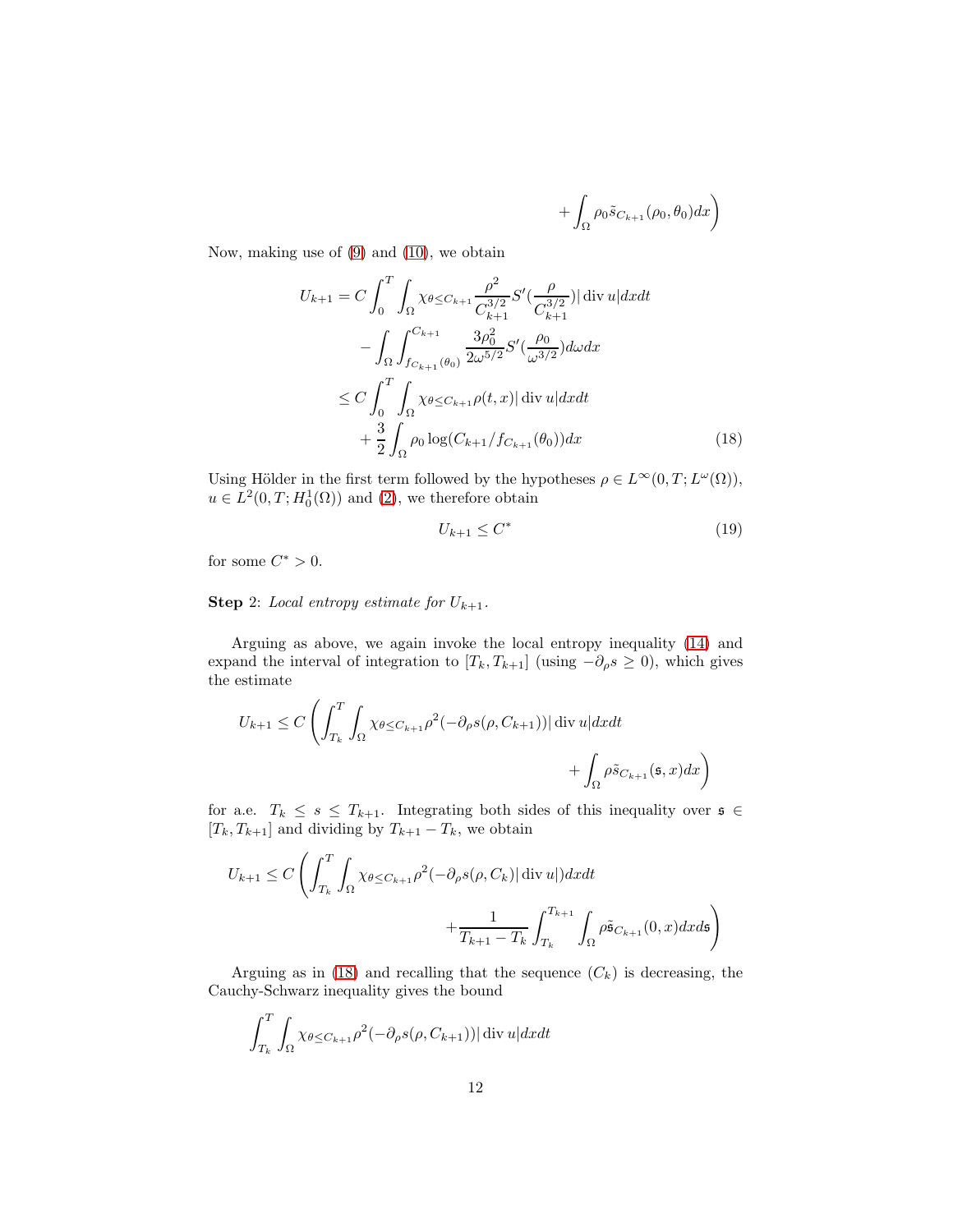$$+\int_\Omega \rho_0 \tilde{s}_{C_{k+1}}(\rho_0, \theta_0)dx\Bigg)$$

Now, making use of (9) and (10), we obtain

$$\begin{aligned}
U_{k+1} &= C\int_0^T\int_\Omega \chi_{\theta\leq C_{k+1}} \frac{\rho^2}{C_{k+1}^{3/2}} S'(\frac{\rho}{C_{k+1}^{3/2}})|\operatorname{div} u| dxdt \\
&\quad - \int_\Omega \int_{f_{C_{k+1}}(\theta_0)}^{C_{k+1}} \frac{3\rho_0^2}{2\omega^{5/2}} S'(\frac{\rho_0}{\omega^{3/2}}) d\omega dx \\
&\leq C\int_0^T\int_\Omega \chi_{\theta\leq C_{k+1}} \rho(t,x)|\operatorname{div} u| dxdt \\
&\quad + \frac{3}{2}\int_\Omega \rho_0 \log(C_{k+1}/f_{C_{k+1}}(\theta_0))dx
\end{aligned} \tag{18}$$

Using Hölder in the first term followed by the hypotheses $\rho \in L^\infty(0,T;L^\omega(\Omega))$, $u \in L^2(0,T;H_0^1(\Omega))$ and (2), we therefore obtain

$$U_{k+1} \leq C^* \tag{19}$$

for some $C^* > 0$.

**Step** 2: *Local entropy estimate for $U_{k+1}$.*

Arguing as above, we again invoke the local entropy inequality (14) and expand the interval of integration to $[T_k, T_{k+1}]$ (using $-\partial_\rho s \geq 0$), which gives the estimate

$$U_{k+1} \leq C\left(\int_{T_k}^T\int_\Omega \chi_{\theta\leq C_{k+1}}\rho^2(-\partial_\rho s(\rho, C_{k+1}))|\operatorname{div} u| dxdt\right.$$
$$\left. + \int_\Omega \rho \tilde{s}_{C_{k+1}}(\mathfrak{s}, x)dx\right)$$

for a.e. $T_k \leq s \leq T_{k+1}$. Integrating both sides of this inequality over $\mathfrak{s} \in [T_k, T_{k+1}]$ and dividing by $T_{k+1} - T_k$, we obtain

$$U_{k+1} \leq C\left(\int_{T_k}^T\int_\Omega \chi_{\theta\leq C_{k+1}}\rho^2(-\partial_\rho s(\rho, C_k)|\operatorname{div} u|)dxdt\right.$$
$$\left. + \frac{1}{T_{k+1}-T_k}\int_{T_k}^{T_{k+1}}\int_\Omega \rho \tilde{\mathfrak{s}}_{C_{k+1}}(0,x)dxd\mathfrak{s}\right)$$

Arguing as in (18) and recalling that the sequence $(C_k)$ is decreasing, the Cauchy-Schwarz inequality gives the bound

$$\int_{T_k}^T\int_\Omega \chi_{\theta\leq C_{k+1}}\rho^2(-\partial_\rho s(\rho, C_{k+1}))|\operatorname{div} u| dxdt$$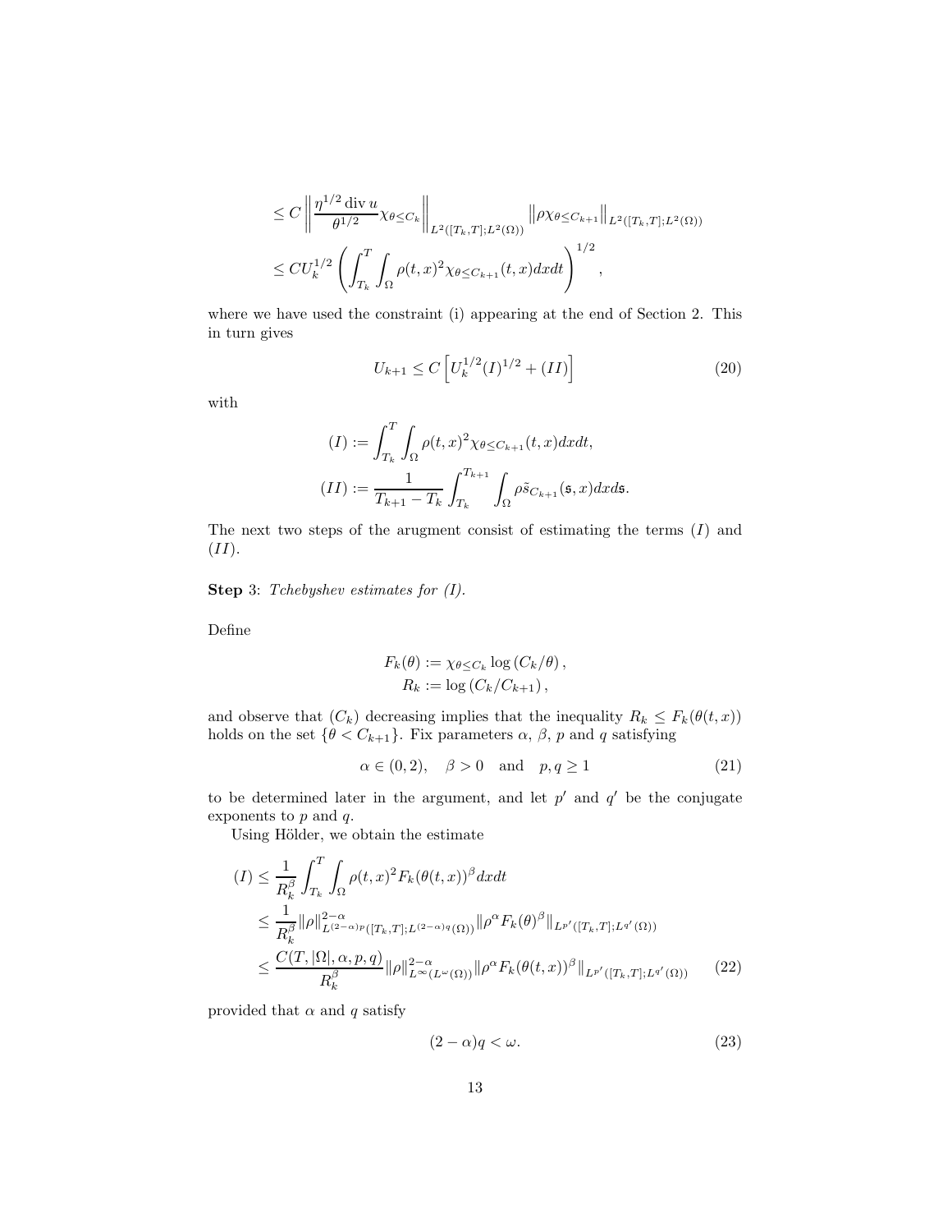$$
\begin{aligned}
&\leq C \left\| \frac{\eta^{1/2} \operatorname{div} u}{\theta^{1/2}} \chi_{\theta \leq C_k} \right\|_{L^2([T_k,T];L^2(\Omega))} \left\| \rho \chi_{\theta \leq C_{k+1}} \right\|_{L^2([T_k,T];L^2(\Omega))} \\
&\leq C U_k^{1/2} \left( \int_{T_k}^T \int_\Omega \rho(t,x)^2 \chi_{\theta \leq C_{k+1}}(t,x) dx dt \right)^{1/2},
\end{aligned}
$$

where we have used the constraint (i) appearing at the end of Section 2. This in turn gives

$$
U_{k+1} \leq C \left[ U_k^{1/2} (I)^{1/2} + (II) \right] \tag{20}
$$

with

$$
\begin{aligned}
(I) &:= \int_{T_k}^T \int_\Omega \rho(t,x)^2 \chi_{\theta \leq C_{k+1}}(t,x) dx dt, \\
(II) &:= \frac{1}{T_{k+1} - T_k} \int_{T_k}^{T_{k+1}} \int_\Omega \rho \tilde{s}_{C_{k+1}}(\mathfrak{s}, x) dx d\mathfrak{s}.
\end{aligned}
$$

The next two steps of the arugment consist of estimating the terms $(I)$ and $(II)$.

**Step** 3: *Tchebyshev estimates for (I).*

Define

$$
\begin{aligned}
F_k(\theta) &:= \chi_{\theta \leq C_k} \log\left(C_k/\theta\right), \\
R_k &:= \log\left(C_k/C_{k+1}\right),
\end{aligned}
$$

and observe that $(C_k)$ decreasing implies that the inequality $R_k \leq F_k(\theta(t,x))$ holds on the set $\{\theta < C_{k+1}\}$. Fix parameters $\alpha$, $\beta$, $p$ and $q$ satisfying

$$
\alpha \in (0,2), \quad \beta > 0 \quad \text{and} \quad p, q \geq 1 \tag{21}
$$

to be determined later in the argument, and let $p'$ and $q'$ be the conjugate exponents to $p$ and $q$.

Using Hölder, we obtain the estimate

$$
\begin{aligned}
(I) &\leq \frac{1}{R_k^\beta} \int_{T_k}^T \int_\Omega \rho(t,x)^2 F_k(\theta(t,x))^\beta dx dt \\
&\leq \frac{1}{R_k^\beta} \|\rho\|^{2-\alpha}_{L^{(2-\alpha)p}([T_k,T];L^{(2-\alpha)q}(\Omega))} \|\rho^\alpha F_k(\theta)^\beta\|_{L^{p'}([T_k,T];L^{q'}(\Omega))} \\
&\leq \frac{C(T, |\Omega|, \alpha, p, q)}{R_k^\beta} \|\rho\|^{2-\alpha}_{L^\infty(L^\omega(\Omega))} \|\rho^\alpha F_k(\theta(t,x))^\beta\|_{L^{p'}([T_k,T];L^{q'}(\Omega))}
\end{aligned} \tag{22}
$$

provided that $\alpha$ and $q$ satisfy

$$
(2-\alpha) q < \omega. \tag{23}
$$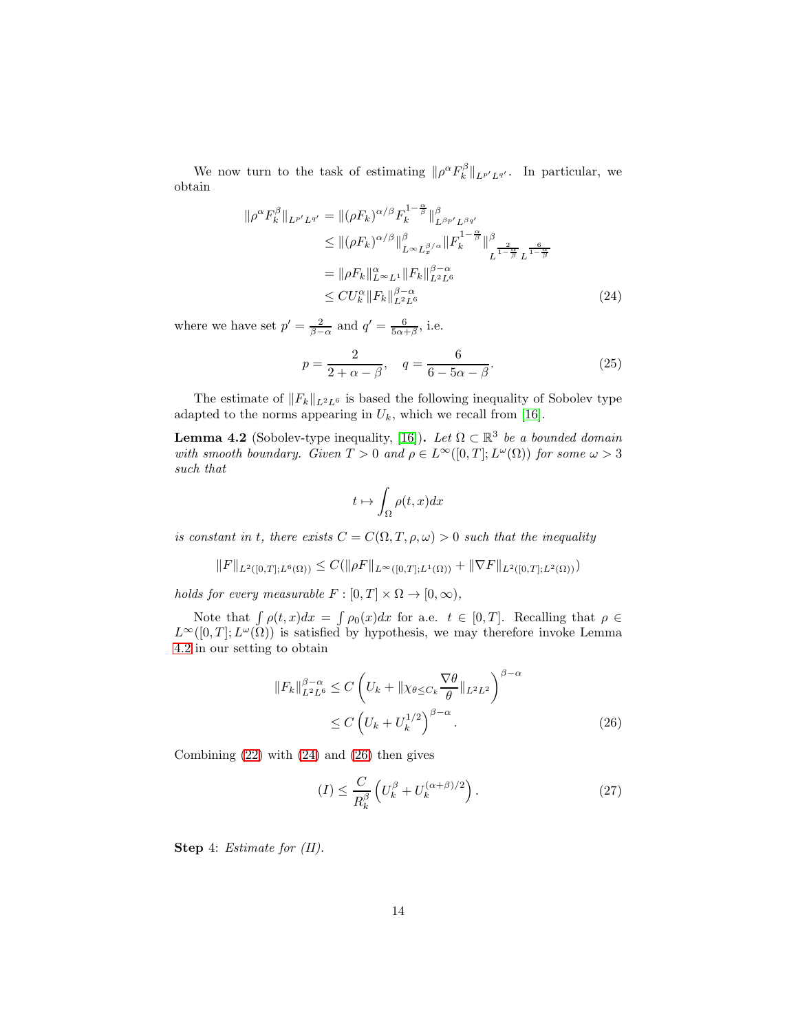We now turn to the task of estimating $\|\rho^\alpha F_k^\beta\|_{L^{p'}L^{q'}}$. In particular, we obtain

$$
\begin{aligned}
\|\rho^\alpha F_k^\beta\|_{L^{p'}L^{q'}} &= \|(\rho F_k)^{\alpha/\beta} F_k^{1-\frac{\alpha}{\beta}}\|^\beta_{L^{\beta p'}L^{\beta q'}} \\
&\le \|(\rho F_k)^{\alpha/\beta}\|^\beta_{L^\infty L_x^{\beta/\alpha}} \|F_k^{1-\frac{\alpha}{\beta}}\|^\beta_{L^{\frac{2}{1-\frac{\alpha}{\beta}}} L^{\frac{6}{1-\frac{\alpha}{\beta}}}} \\
&= \|\rho F_k\|^\alpha_{L^\infty L^1} \|F_k\|^{\beta-\alpha}_{L^2L^6} \\
&\le C U_k^\alpha \|F_k\|^{\beta-\alpha}_{L^2L^6}
\end{aligned}
\tag{24}
$$

where we have set $p' = \frac{2}{\beta-\alpha}$ and $q' = \frac{6}{5\alpha+\beta}$, i.e.

$$
p = \frac{2}{2+\alpha-\beta}, \quad q = \frac{6}{6-5\alpha-\beta}. \tag{25}
$$

The estimate of $\|F_k\|_{L^2L^6}$ is based the following inequality of Sobolev type adapted to the norms appearing in $U_k$, which we recall from [16].

**Lemma 4.2** (Sobolev-type inequality, [16])**.** *Let $\Omega \subset \mathbb{R}^3$ be a bounded domain with smooth boundary. Given $T > 0$ and $\rho \in L^\infty([0,T]; L^\omega(\Omega))$ for some $\omega > 3$ such that*

$$
t \mapsto \int_\Omega \rho(t,x)dx
$$

*is constant in $t$, there exists $C = C(\Omega, T, \rho, \omega) > 0$ such that the inequality*

$$
\|F\|_{L^2([0,T];L^6(\Omega))} \le C(\|\rho F\|_{L^\infty([0,T];L^1(\Omega))} + \|\nabla F\|_{L^2([0,T];L^2(\Omega))})
$$

*holds for every measurable $F : [0,T] \times \Omega \to [0,\infty)$,*

Note that $\int \rho(t,x)dx = \int \rho_0(x)dx$ for a.e. $t \in [0,T]$. Recalling that $\rho \in L^\infty([0,T]; L^\omega(\Omega))$ is satisfied by hypothesis, we may therefore invoke Lemma 4.2 in our setting to obtain

$$
\begin{aligned}
\|F_k\|^{\beta-\alpha}_{L^2L^6} &\le C\left(U_k + \|\chi_{\theta \le C_k} \frac{\nabla\theta}{\theta}\|_{L^2L^2}\right)^{\beta-\alpha} \\
&\le C\left(U_k + U_k^{1/2}\right)^{\beta-\alpha}.
\end{aligned}
\tag{26}
$$

Combining (22) with (24) and (26) then gives

$$
(I) \le \frac{C}{R_k^\beta}\left(U_k^\beta + U_k^{(\alpha+\beta)/2}\right). \tag{27}
$$

**Step** 4: *Estimate for (II).*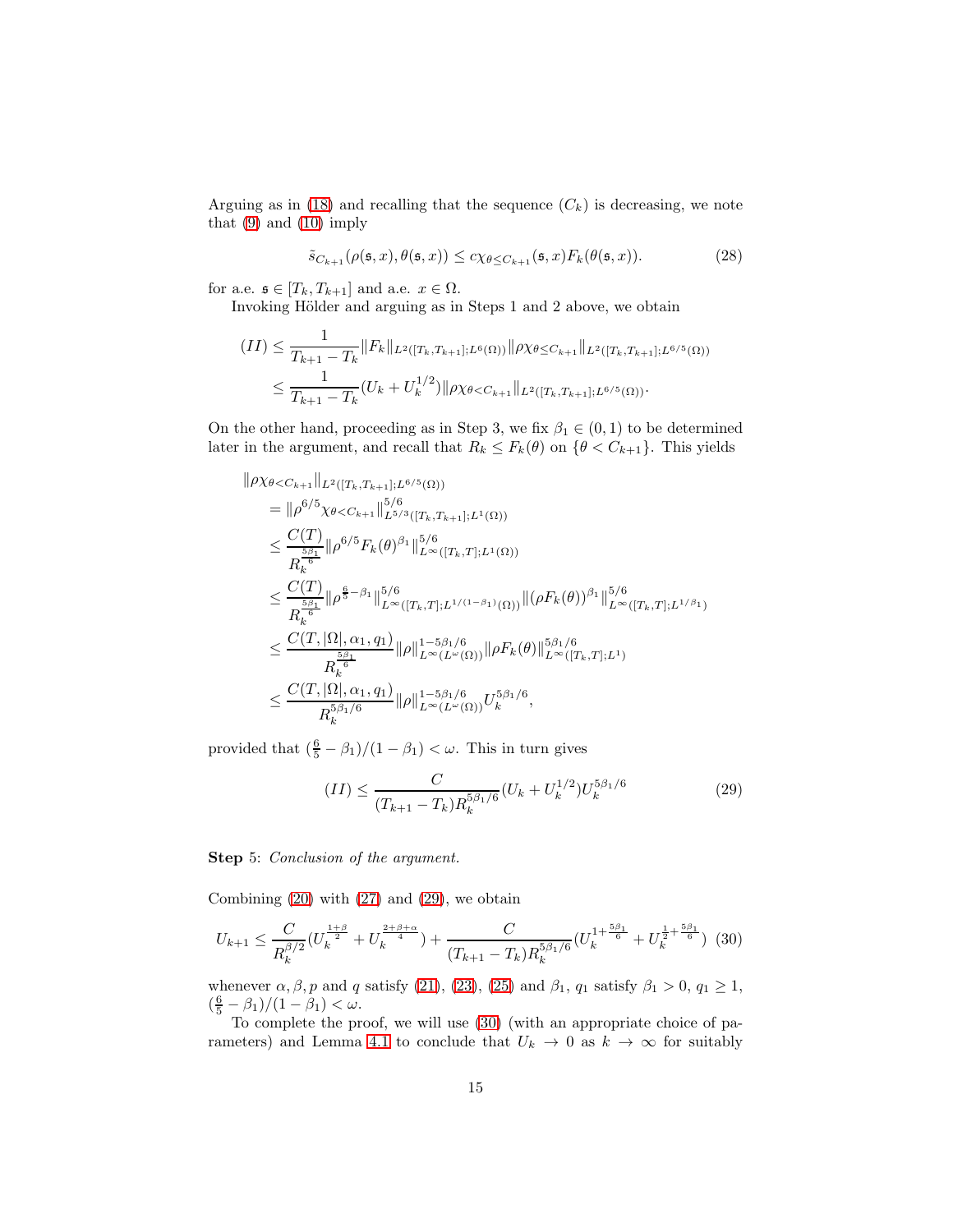Arguing as in (18) and recalling that the sequence $(C_k)$ is decreasing, we note that (9) and (10) imply

$$\tilde{s}_{C_{k+1}}(\rho(\mathfrak{s},x),\theta(\mathfrak{s},x)) \leq c\chi_{\theta\leq C_{k+1}}(\mathfrak{s},x)F_k(\theta(\mathfrak{s},x)). \tag{28}$$

for a.e. $\mathfrak{s}\in[T_k,T_{k+1}]$ and a.e. $x\in\Omega$.

Invoking Hölder and arguing as in Steps 1 and 2 above, we obtain

$$\begin{aligned}
(II) &\leq \frac{1}{T_{k+1}-T_k}\|F_k\|_{L^2([T_k,T_{k+1}];L^6(\Omega))}\|\rho\chi_{\theta\leq C_{k+1}}\|_{L^2([T_k,T_{k+1}];L^{6/5}(\Omega))} \\
&\leq \frac{1}{T_{k+1}-T_k}(U_k+U_k^{1/2})\|\rho\chi_{\theta<C_{k+1}}\|_{L^2([T_k,T_{k+1}];L^{6/5}(\Omega))}.
\end{aligned}$$

On the other hand, proceeding as in Step 3, we fix $\beta_1\in(0,1)$ to be determined later in the argument, and recall that $R_k\leq F_k(\theta)$ on $\{\theta<C_{k+1}\}$. This yields

$$\begin{aligned}
&\|\rho\chi_{\theta<C_{k+1}}\|_{L^2([T_k,T_{k+1}];L^{6/5}(\Omega))} \\
&\quad= \|\rho^{6/5}\chi_{\theta<C_{k+1}}\|^{5/6}_{L^{5/3}([T_k,T_{k+1}];L^1(\Omega))} \\
&\quad\leq \frac{C(T)}{R_k^{\frac{5\beta_1}{6}}}\|\rho^{6/5}F_k(\theta)^{\beta_1}\|^{5/6}_{L^\infty([T_k,T];L^1(\Omega))} \\
&\quad\leq \frac{C(T)}{R_k^{\frac{5\beta_1}{6}}}\|\rho^{\frac{6}{5}-\beta_1}\|^{5/6}_{L^\infty([T_k,T];L^{1/(1-\beta_1)}(\Omega))}\|(\rho F_k(\theta))^{\beta_1}\|^{5/6}_{L^\infty([T_k,T];L^{1/\beta_1})} \\
&\quad\leq \frac{C(T,|\Omega|,\alpha_1,q_1)}{R_k^{\frac{5\beta_1}{6}}}\|\rho\|^{1-5\beta_1/6}_{L^\infty(L^\omega(\Omega))}\|\rho F_k(\theta)\|^{5\beta_1/6}_{L^\infty([T_k,T];L^1)} \\
&\quad\leq \frac{C(T,|\Omega|,\alpha_1,q_1)}{R_k^{5\beta_1/6}}\|\rho\|^{1-5\beta_1/6}_{L^\infty(L^\omega(\Omega))}U_k^{5\beta_1/6},
\end{aligned}$$

provided that $(\frac{6}{5}-\beta_1)/(1-\beta_1)<\omega$. This in turn gives

$$(II) \leq \frac{C}{(T_{k+1}-T_k)R_k^{5\beta_1/6}}(U_k+U_k^{1/2})U_k^{5\beta_1/6} \tag{29}$$

**Step** 5: *Conclusion of the argument.*

Combining (20) with (27) and (29), we obtain

$$U_{k+1} \leq \frac{C}{R_k^{\beta/2}}(U_k^{\frac{1+\beta}{2}}+U_k^{\frac{2+\beta+\alpha}{4}}) + \frac{C}{(T_{k+1}-T_k)R_k^{5\beta_1/6}}(U_k^{1+\frac{5\beta_1}{6}}+U_k^{\frac{1}{2}+\frac{5\beta_1}{6}}) \tag{30}$$

whenever $\alpha,\beta,p$ and $q$ satisfy (21), (23), (25) and $\beta_1$, $q_1$ satisfy $\beta_1>0$, $q_1\geq 1$, $(\frac{6}{5}-\beta_1)/(1-\beta_1)<\omega$.

To complete the proof, we will use (30) (with an appropriate choice of parameters) and Lemma 4.1 to conclude that $U_k\to 0$ as $k\to\infty$ for suitably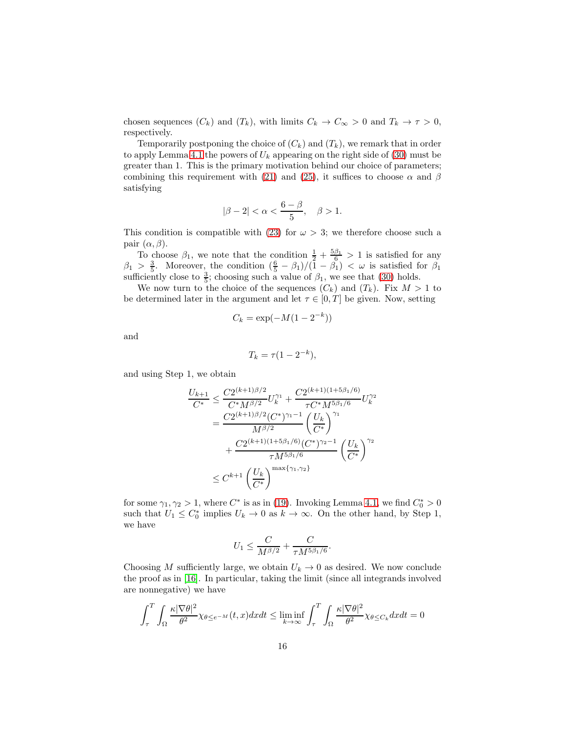chosen sequences $(C_k)$ and $(T_k)$, with limits $C_k \to C_\infty > 0$ and $T_k \to \tau > 0$, respectively.

Temporarily postponing the choice of $(C_k)$ and $(T_k)$, we remark that in order to apply Lemma 4.1 the powers of $U_k$ appearing on the right side of (30) must be greater than 1. This is the primary motivation behind our choice of parameters; combining this requirement with (21) and (25), it suffices to choose $\alpha$ and $\beta$ satisfying

$$|\beta - 2| < \alpha < \frac{6-\beta}{5}, \quad \beta > 1.$$

This condition is compatible with (23) for $\omega > 3$; we therefore choose such a pair $(\alpha, \beta)$.

To choose $\beta_1$, we note that the condition $\frac{1}{2} + \frac{5\beta_1}{6} > 1$ is satisfied for any $\beta_1 > \frac{3}{5}$. Moreover, the condition $(\frac{6}{5} - \beta_1)/(1-\beta_1) < \omega$ is satisfied for $\beta_1$ sufficiently close to $\frac{3}{5}$; choosing such a value of $\beta_1$, we see that (30) holds.

We now turn to the choice of the sequences $(C_k)$ and $(T_k)$. Fix $M > 1$ to be determined later in the argument and let $\tau \in [0, T]$ be given. Now, setting

$$C_k = \exp(-M(1 - 2^{-k}))$$

and

$$T_k = \tau(1 - 2^{-k}),$$

and using Step 1, we obtain

$$\begin{aligned}
\frac{U_{k+1}}{C^*} &\leq \frac{C 2^{(k+1)\beta/2}}{C^* M^{\beta/2}} U_k^{\gamma_1} + \frac{C 2^{(k+1)(1+5\beta_1/6)}}{\tau C^* M^{5\beta_1/6}} U_k^{\gamma_2} \\
&= \frac{C 2^{(k+1)\beta/2} (C^*)^{\gamma_1 - 1}}{M^{\beta/2}} \left( \frac{U_k}{C^*} \right)^{\gamma_1} \\
&\quad + \frac{C 2^{(k+1)(1+5\beta_1/6)} (C^*)^{\gamma_2 - 1}}{\tau M^{5\beta_1/6}} \left( \frac{U_k}{C^*} \right)^{\gamma_2} \\
&\leq C^{k+1} \left( \frac{U_k}{C^*} \right)^{\max\{\gamma_1, \gamma_2\}}
\end{aligned}$$

for some $\gamma_1, \gamma_2 > 1$, where $C^*$ is as in (19). Invoking Lemma 4.1, we find $C_0^* > 0$ such that $U_1 \leq C_0^*$ implies $U_k \to 0$ as $k \to \infty$. On the other hand, by Step 1, we have

$$U_1 \leq \frac{C}{M^{\beta/2}} + \frac{C}{\tau M^{5\beta_1/6}}.$$

Choosing $M$ sufficiently large, we obtain $U_k \to 0$ as desired. We now conclude the proof as in [16]. In particular, taking the limit (since all integrands involved are nonnegative) we have

$$\int_\tau^T \int_\Omega \frac{\kappa |\nabla \theta|^2}{\theta^2} \chi_{\theta \leq e^{-M}}(t, x) \, dx dt \leq \liminf_{k \to \infty} \int_\tau^T \int_\Omega \frac{\kappa |\nabla \theta|^2}{\theta^2} \chi_{\theta \leq C_k} \, dx dt = 0$$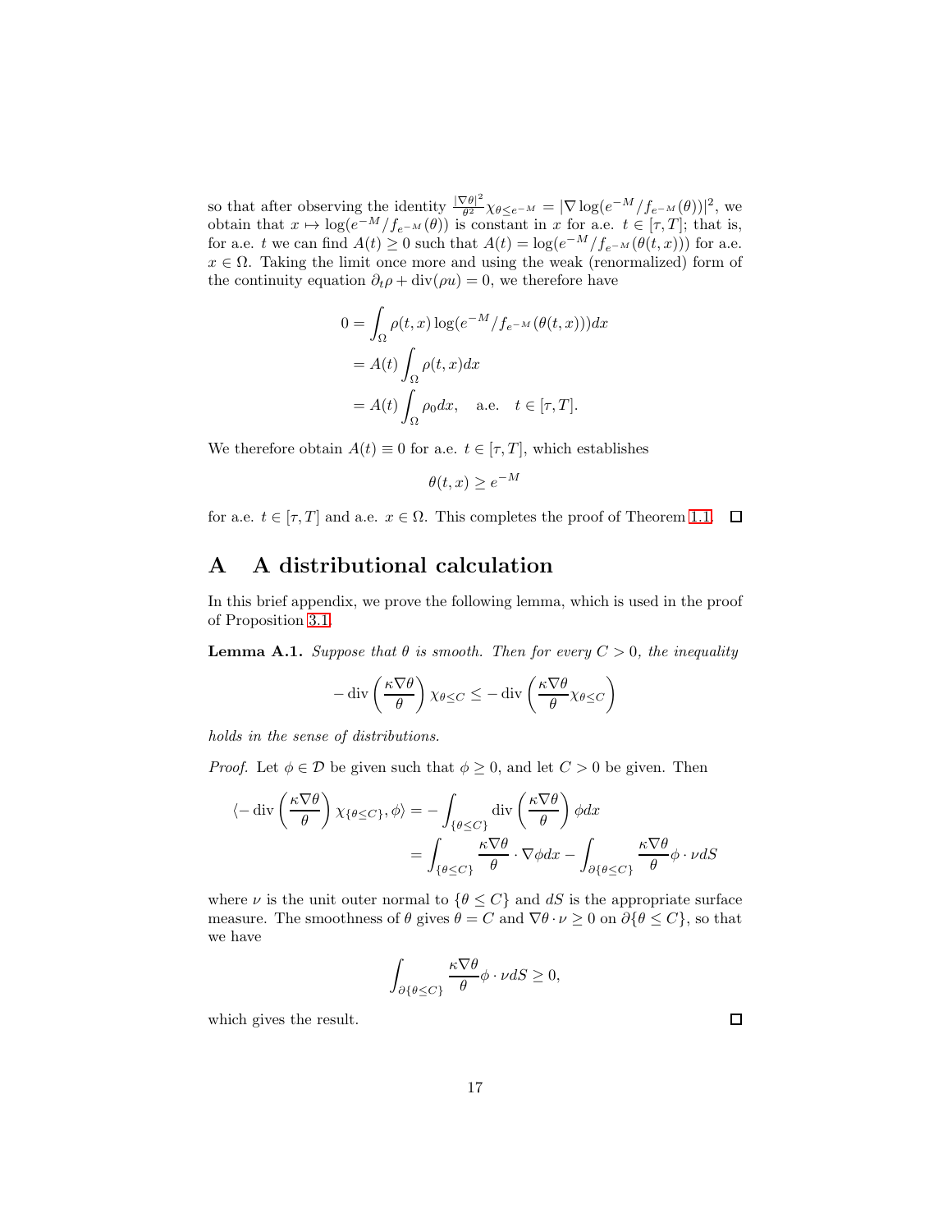so that after observing the identity $\frac{|\nabla\theta|^2}{\theta^2}\chi_{\theta\le e^{-M}} = |\nabla \log(e^{-M}/f_{e^{-M}}(\theta))|^2$, we obtain that $x \mapsto \log(e^{-M}/f_{e^{-M}}(\theta))$ is constant in $x$ for a.e. $t \in [\tau, T]$; that is, for a.e. $t$ we can find $A(t) \ge 0$ such that $A(t) = \log(e^{-M}/f_{e^{-M}}(\theta(t,x)))$ for a.e. $x \in \Omega$. Taking the limit once more and using the weak (renormalized) form of the continuity equation $\partial_t \rho + \operatorname{div}(\rho u) = 0$, we therefore have

$$
\begin{aligned}
0 &= \int_\Omega \rho(t,x) \log(e^{-M}/f_{e^{-M}}(\theta(t,x)))dx \\
&= A(t) \int_\Omega \rho(t,x)dx \\
&= A(t) \int_\Omega \rho_0 dx, \quad \text{a.e.} \quad t \in [\tau, T].
\end{aligned}
$$

We therefore obtain $A(t) \equiv 0$ for a.e. $t \in [\tau, T]$, which establishes

$$
\theta(t,x) \ge e^{-M}
$$

for a.e. $t \in [\tau, T]$ and a.e. $x \in \Omega$. This completes the proof of Theorem 1.1. ◻

# A A distributional calculation

In this brief appendix, we prove the following lemma, which is used in the proof of Proposition 3.1.

**Lemma A.1.** *Suppose that $\theta$ is smooth. Then for every $C > 0$, the inequality*

$$
-\operatorname{div}\left(\frac{\kappa \nabla\theta}{\theta}\right)\chi_{\theta\le C} \le -\operatorname{div}\left(\frac{\kappa\nabla\theta}{\theta}\chi_{\theta\le C}\right)
$$

*holds in the sense of distributions.*

*Proof.* Let $\phi \in \mathcal{D}$ be given such that $\phi \ge 0$, and let $C > 0$ be given. Then

$$
\begin{aligned}
\langle -\operatorname{div}\left(\frac{\kappa\nabla\theta}{\theta}\right)\chi_{\{\theta\le C\}}, \phi\rangle &= -\int_{\{\theta\le C\}} \operatorname{div}\left(\frac{\kappa\nabla\theta}{\theta}\right)\phi dx \\
&= \int_{\{\theta\le C\}} \frac{\kappa\nabla\theta}{\theta}\cdot\nabla\phi dx - \int_{\partial\{\theta\le C\}} \frac{\kappa\nabla\theta}{\theta}\phi\cdot\nu dS
\end{aligned}
$$

where $\nu$ is the unit outer normal to $\{\theta \le C\}$ and $dS$ is the appropriate surface measure. The smoothness of $\theta$ gives $\theta = C$ and $\nabla\theta\cdot\nu \ge 0$ on $\partial\{\theta \le C\}$, so that we have

$$
\int_{\partial\{\theta\le C\}} \frac{\kappa\nabla\theta}{\theta}\phi\cdot\nu dS \ge 0,
$$

which gives the result. ◻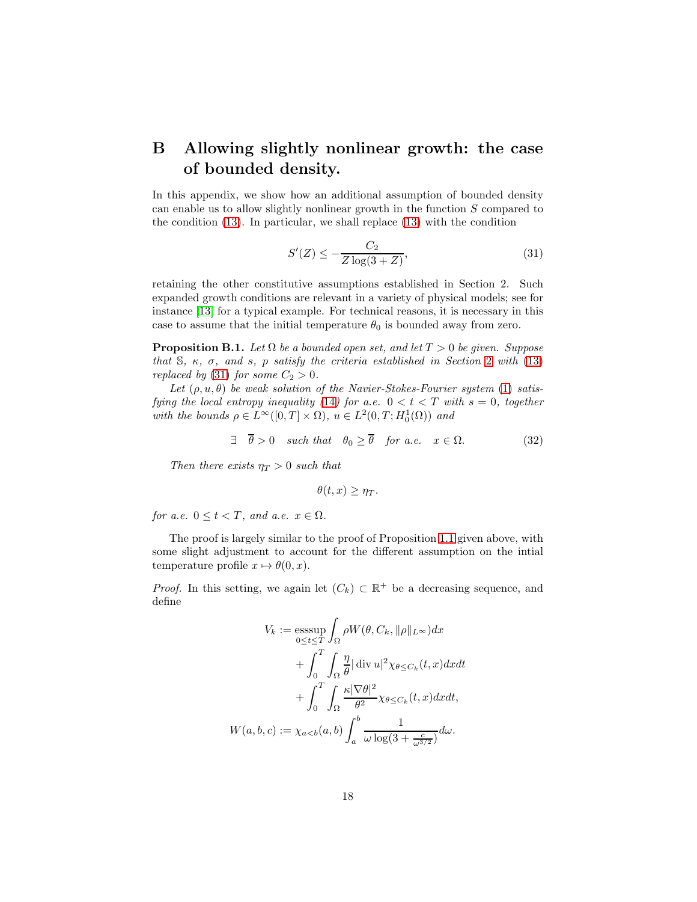# B Allowing slightly nonlinear growth: the case of bounded density.

In this appendix, we show how an additional assumption of bounded density can enable us to allow slightly nonlinear growth in the function $S$ compared to the condition (13). In particular, we shall replace (13) with the condition

$$S'(Z) \leq -\frac{C_2}{Z\log(3+Z)}, \tag{31}$$

retaining the other constitutive assumptions established in Section 2. Such expanded growth conditions are relevant in a variety of physical models; see for instance [13] for a typical example. For technical reasons, it is necessary in this case to assume that the initial temperature $\theta_0$ is bounded away from zero.

**Proposition B.1.** *Let $\Omega$ be a bounded open set, and let $T > 0$ be given. Suppose that $\mathbb{S}$, $\kappa$, $\sigma$, and $s$, $p$ satisfy the criteria established in Section 2 with (13) replaced by (31) for some $C_2 > 0$.*

*Let $(\rho, u, \theta)$ be weak solution of the Navier-Stokes-Fourier system (1) satisfying the local entropy inequality (14) for a.e. $0 < t < T$ with $s = 0$, together with the bounds $\rho \in L^\infty([0,T]\times\Omega)$, $u \in L^2(0,T;H_0^1(\Omega))$ and*

$$\exists \quad \overline{\theta} > 0 \quad \text{such that} \quad \theta_0 \geq \overline{\theta} \quad \text{for a.e.} \quad x \in \Omega. \tag{32}$$

*Then there exists $\eta_T > 0$ such that*

$$\theta(t,x) \geq \eta_T.$$

*for a.e. $0 \leq t < T$, and a.e. $x \in \Omega$.*

The proof is largely similar to the proof of Proposition 1.1 given above, with some slight adjustment to account for the different assumption on the intial temperature profile $x \mapsto \theta(0,x)$.

*Proof.* In this setting, we again let $(C_k) \subset \mathbb{R}^+$ be a decreasing sequence, and define

$$\begin{aligned}
V_k &:= \operatorname*{esssup}_{0\leq t\leq T} \int_\Omega \rho W(\theta, C_k, \|\rho\|_{L^\infty}) dx \\
&\quad + \int_0^T \int_\Omega \frac{\eta}{\theta} |\operatorname{div} u|^2 \chi_{\theta\leq C_k}(t,x) dx dt \\
&\quad + \int_0^T \int_\Omega \frac{\kappa|\nabla\theta|^2}{\theta^2} \chi_{\theta\leq C_k}(t,x) dx dt, \\
W(a,b,c) &:= \chi_{a<b}(a,b) \int_a^b \frac{1}{\omega\log(3+\frac{c}{\omega^{3/2}})} d\omega.
\end{aligned}$$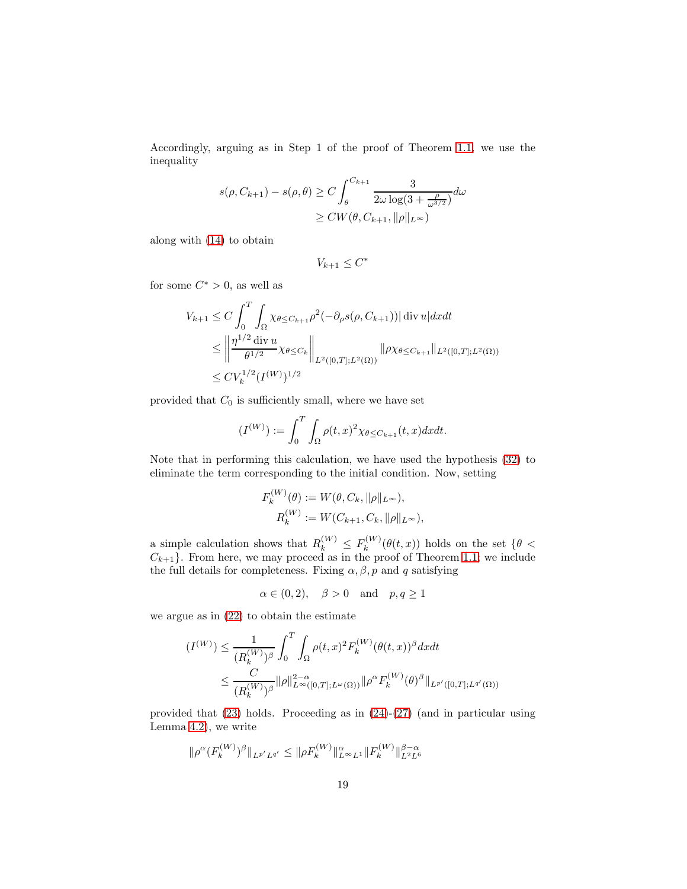Accordingly, arguing as in Step 1 of the proof of Theorem 1.1, we use the inequality

$$
\begin{aligned}
s(\rho, C_{k+1}) - s(\rho, \theta) &\geq C \int_{\theta}^{C_{k+1}} \frac{3}{2\omega \log(3 + \frac{\rho}{\omega^{3/2}})} d\omega \\
&\geq C W(\theta, C_{k+1}, \|\rho\|_{L^\infty})
\end{aligned}
$$

along with (14) to obtain

$$
V_{k+1} \leq C^*
$$

for some $C^* > 0$, as well as

$$
\begin{aligned}
V_{k+1} &\leq C \int_0^T \int_\Omega \chi_{\theta \leq C_{k+1}} \rho^2 (-\partial_\rho s(\rho, C_{k+1})) |\operatorname{div} u| dx dt \\
&\leq \left\| \frac{\eta^{1/2} \operatorname{div} u}{\theta^{1/2}} \chi_{\theta \leq C_k} \right\|_{L^2([0,T];L^2(\Omega))} \|\rho \chi_{\theta \leq C_{k+1}}\|_{L^2([0,T];L^2(\Omega))} \\
&\leq C V_k^{1/2} (I^{(W)})^{1/2}
\end{aligned}
$$

provided that $C_0$ is sufficiently small, where we have set

$$
(I^{(W)}) := \int_0^T \int_\Omega \rho(t,x)^2 \chi_{\theta \leq C_{k+1}}(t,x) dx dt.
$$

Note that in performing this calculation, we have used the hypothesis (32) to eliminate the term corresponding to the initial condition. Now, setting

$$
\begin{aligned}
F_k^{(W)}(\theta) &:= W(\theta, C_k, \|\rho\|_{L^\infty}), \\
R_k^{(W)} &:= W(C_{k+1}, C_k, \|\rho\|_{L^\infty}),
\end{aligned}
$$

a simple calculation shows that $R_k^{(W)} \leq F_k^{(W)}(\theta(t,x))$ holds on the set $\{\theta < C_{k+1}\}$. From here, we may proceed as in the proof of Theorem 1.1; we include the full details for completeness. Fixing $\alpha, \beta, p$ and $q$ satisfying

$$
\alpha \in (0,2), \quad \beta > 0 \quad \text{and} \quad p, q \geq 1
$$

we argue as in (22) to obtain the estimate

$$
\begin{aligned}
(I^{(W)}) &\leq \frac{1}{(R_k^{(W)})^\beta} \int_0^T \int_\Omega \rho(t,x)^2 F_k^{(W)}(\theta(t,x))^\beta dx dt \\
&\leq \frac{C}{(R_k^{(W)})^\beta} \|\rho\|^{2-\alpha}_{L^\infty([0,T];L^\omega(\Omega))} \|\rho^\alpha F_k^{(W)}(\theta)^\beta\|_{L^{p'}([0,T];L^{q'}(\Omega))}
\end{aligned}
$$

provided that (23) holds. Proceeding as in (24)-(27) (and in particular using Lemma 4.2), we write

$$
\|\rho^\alpha (F_k^{(W)})^\beta\|_{L^{p'} L^{q'}} \leq \|\rho F_k^{(W)}\|^\alpha_{L^\infty L^1} \|F_k^{(W)}\|^{\beta - \alpha}_{L^2 L^6}
$$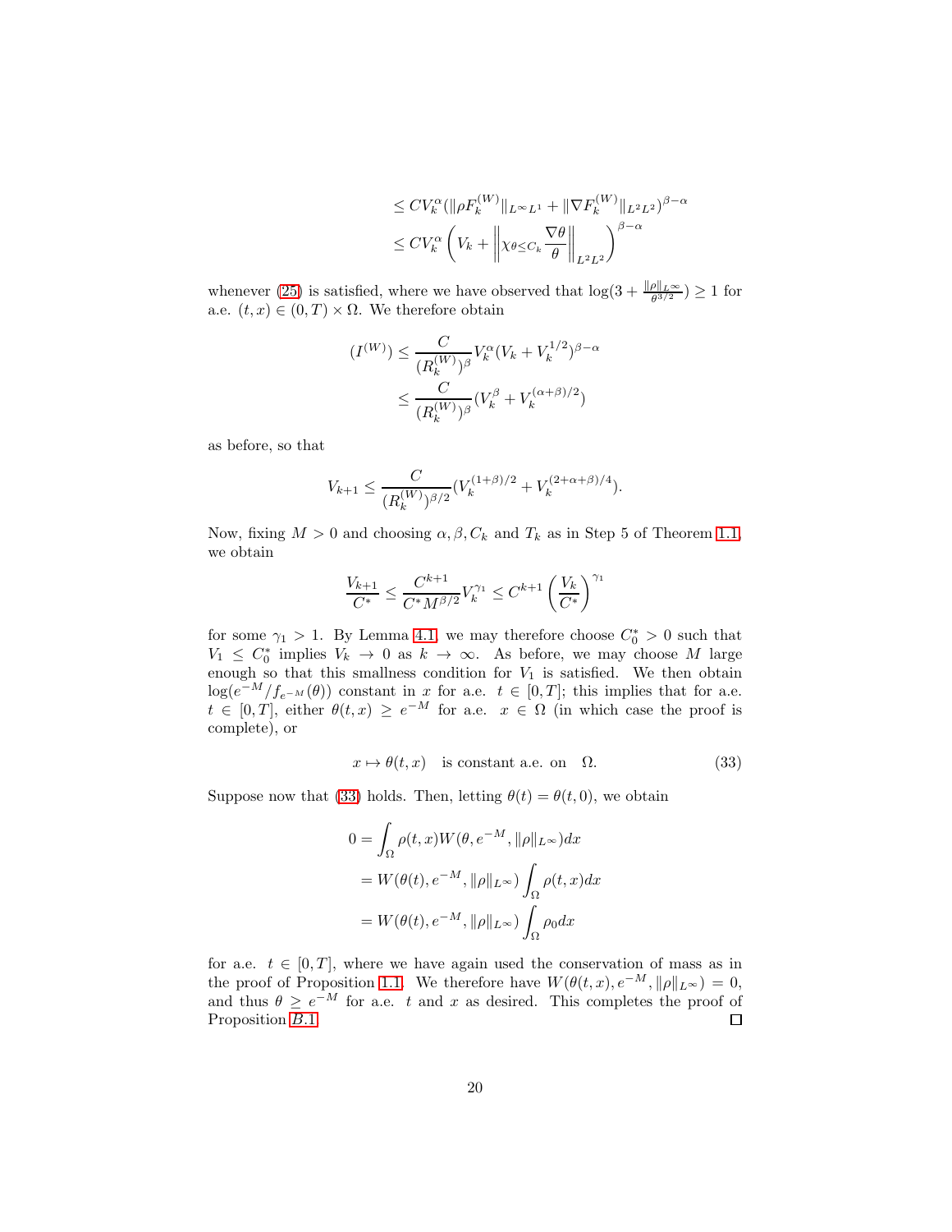$$
\begin{aligned}
&\leq C V_k^{\alpha} (\|\rho F_k^{(W)}\|_{L^\infty L^1} + \|\nabla F_k^{(W)}\|_{L^2 L^2})^{\beta-\alpha} \\
&\leq C V_k^{\alpha} \left( V_k + \left\| \chi_{\theta \leq C_k} \frac{\nabla \theta}{\theta} \right\|_{L^2 L^2} \right)^{\beta-\alpha}
\end{aligned}
$$

whenever (25) is satisfied, where we have observed that $\log(3 + \frac{\|\rho\|_{L^\infty}}{\theta^{3/2}}) \geq 1$ for a.e. $(t, x) \in (0, T) \times \Omega$. We therefore obtain

$$
\begin{aligned}
(I^{(W)}) &\leq \frac{C}{(R_k^{(W)})^\beta} V_k^\alpha (V_k + V_k^{1/2})^{\beta-\alpha} \\
&\leq \frac{C}{(R_k^{(W)})^\beta} (V_k^\beta + V_k^{(\alpha+\beta)/2})
\end{aligned}
$$

as before, so that

$$
V_{k+1} \leq \frac{C}{(R_k^{(W)})^{\beta/2}} (V_k^{(1+\beta)/2} + V_k^{(2+\alpha+\beta)/4}).
$$

Now, fixing $M > 0$ and choosing $\alpha, \beta, C_k$ and $T_k$ as in Step 5 of Theorem 1.1, we obtain

$$
\frac{V_{k+1}}{C^*} \leq \frac{C^{k+1}}{C^* M^{\beta/2}} V_k^{\gamma_1} \leq C^{k+1} \left( \frac{V_k}{C^*} \right)^{\gamma_1}
$$

for some $\gamma_1 > 1$. By Lemma 4.1, we may therefore choose $C_0^* > 0$ such that $V_1 \leq C_0^*$ implies $V_k \to 0$ as $k \to \infty$. As before, we may choose $M$ large enough so that this smallness condition for $V_1$ is satisfied. We then obtain $\log(e^{-M}/f_{e^{-M}}(\theta))$ constant in $x$ for a.e. $t \in [0, T]$; this implies that for a.e. $t \in [0, T]$, either $\theta(t, x) \geq e^{-M}$ for a.e. $x \in \Omega$ (in which case the proof is complete), or

$$
x \mapsto \theta(t, x) \quad \text{is constant a.e. on} \quad \Omega. \tag{33}
$$

Suppose now that (33) holds. Then, letting $\theta(t) = \theta(t, 0)$, we obtain

$$
\begin{aligned}
0 &= \int_\Omega \rho(t, x) W(\theta, e^{-M}, \|\rho\|_{L^\infty}) dx \\
&= W(\theta(t), e^{-M}, \|\rho\|_{L^\infty}) \int_\Omega \rho(t, x) dx \\
&= W(\theta(t), e^{-M}, \|\rho\|_{L^\infty}) \int_\Omega \rho_0 dx
\end{aligned}
$$

for a.e. $t \in [0, T]$, where we have again used the conservation of mass as in the proof of Proposition 1.1. We therefore have $W(\theta(t, x), e^{-M}, \|\rho\|_{L^\infty}) = 0$, and thus $\theta \geq e^{-M}$ for a.e. $t$ and $x$ as desired. This completes the proof of Proposition $B.1$. $\square$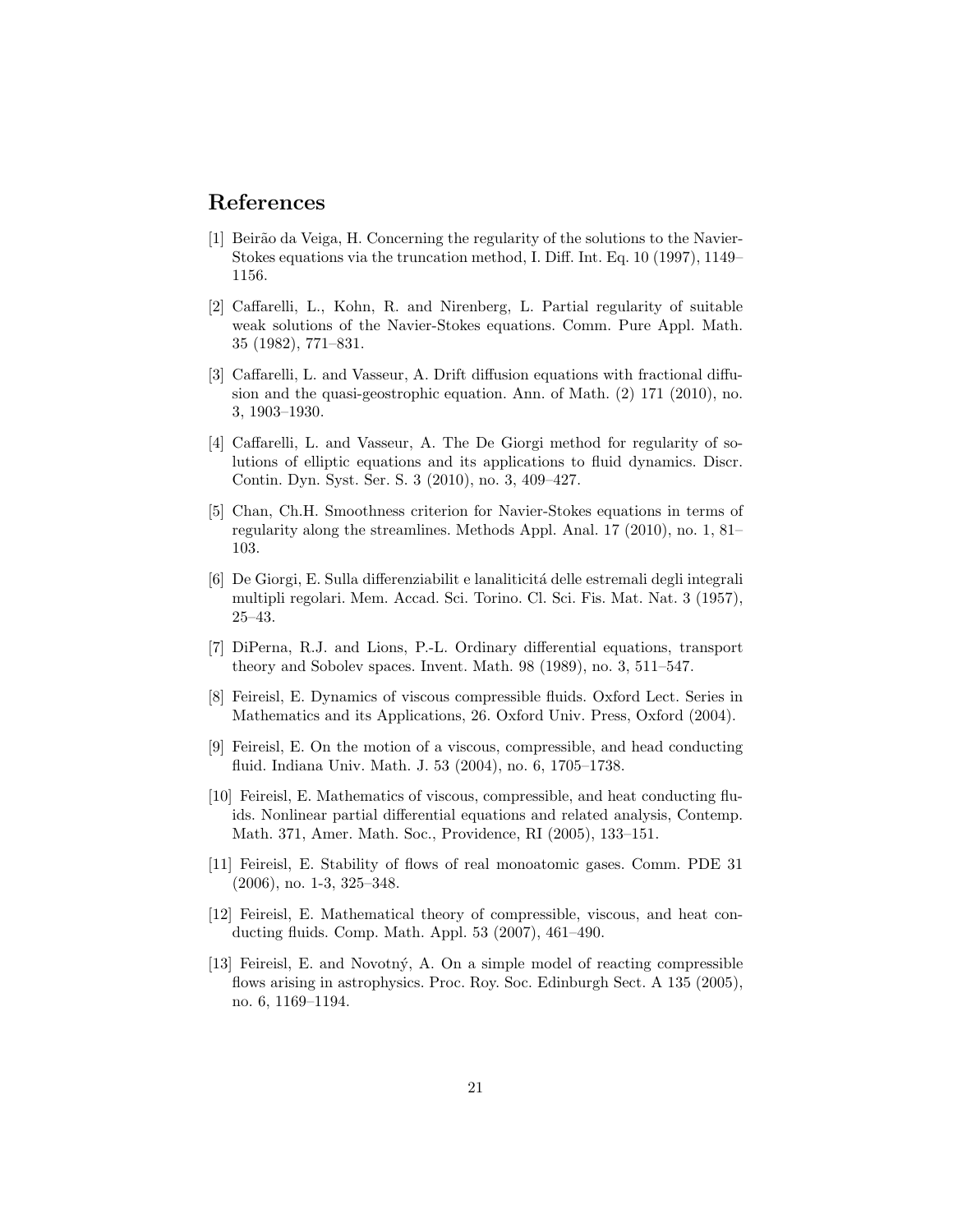## References

[1] Beirão da Veiga, H. Concerning the regularity of the solutions to the Navier-Stokes equations via the truncation method, I. Diff. Int. Eq. 10 (1997), 1149–1156.

[2] Caffarelli, L., Kohn, R. and Nirenberg, L. Partial regularity of suitable weak solutions of the Navier-Stokes equations. Comm. Pure Appl. Math. 35 (1982), 771–831.

[3] Caffarelli, L. and Vasseur, A. Drift diffusion equations with fractional diffusion and the quasi-geostrophic equation. Ann. of Math. (2) 171 (2010), no. 3, 1903–1930.

[4] Caffarelli, L. and Vasseur, A. The De Giorgi method for regularity of solutions of elliptic equations and its applications to fluid dynamics. Discr. Contin. Dyn. Syst. Ser. S. 3 (2010), no. 3, 409–427.

[5] Chan, Ch.H. Smoothness criterion for Navier-Stokes equations in terms of regularity along the streamlines. Methods Appl. Anal. 17 (2010), no. 1, 81–103.

[6] De Giorgi, E. Sulla differenziabilit e lanaliticitá delle estremali degli integrali multipli regolari. Mem. Accad. Sci. Torino. Cl. Sci. Fis. Mat. Nat. 3 (1957), 25–43.

[7] DiPerna, R.J. and Lions, P.-L. Ordinary differential equations, transport theory and Sobolev spaces. Invent. Math. 98 (1989), no. 3, 511–547.

[8] Feireisl, E. Dynamics of viscous compressible fluids. Oxford Lect. Series in Mathematics and its Applications, 26. Oxford Univ. Press, Oxford (2004).

[9] Feireisl, E. On the motion of a viscous, compressible, and head conducting fluid. Indiana Univ. Math. J. 53 (2004), no. 6, 1705–1738.

[10] Feireisl, E. Mathematics of viscous, compressible, and heat conducting fluids. Nonlinear partial differential equations and related analysis, Contemp. Math. 371, Amer. Math. Soc., Providence, RI (2005), 133–151.

[11] Feireisl, E. Stability of flows of real monoatomic gases. Comm. PDE 31 (2006), no. 1-3, 325–348.

[12] Feireisl, E. Mathematical theory of compressible, viscous, and heat conducting fluids. Comp. Math. Appl. 53 (2007), 461–490.

[13] Feireisl, E. and Novotný, A. On a simple model of reacting compressible flows arising in astrophysics. Proc. Roy. Soc. Edinburgh Sect. A 135 (2005), no. 6, 1169–1194.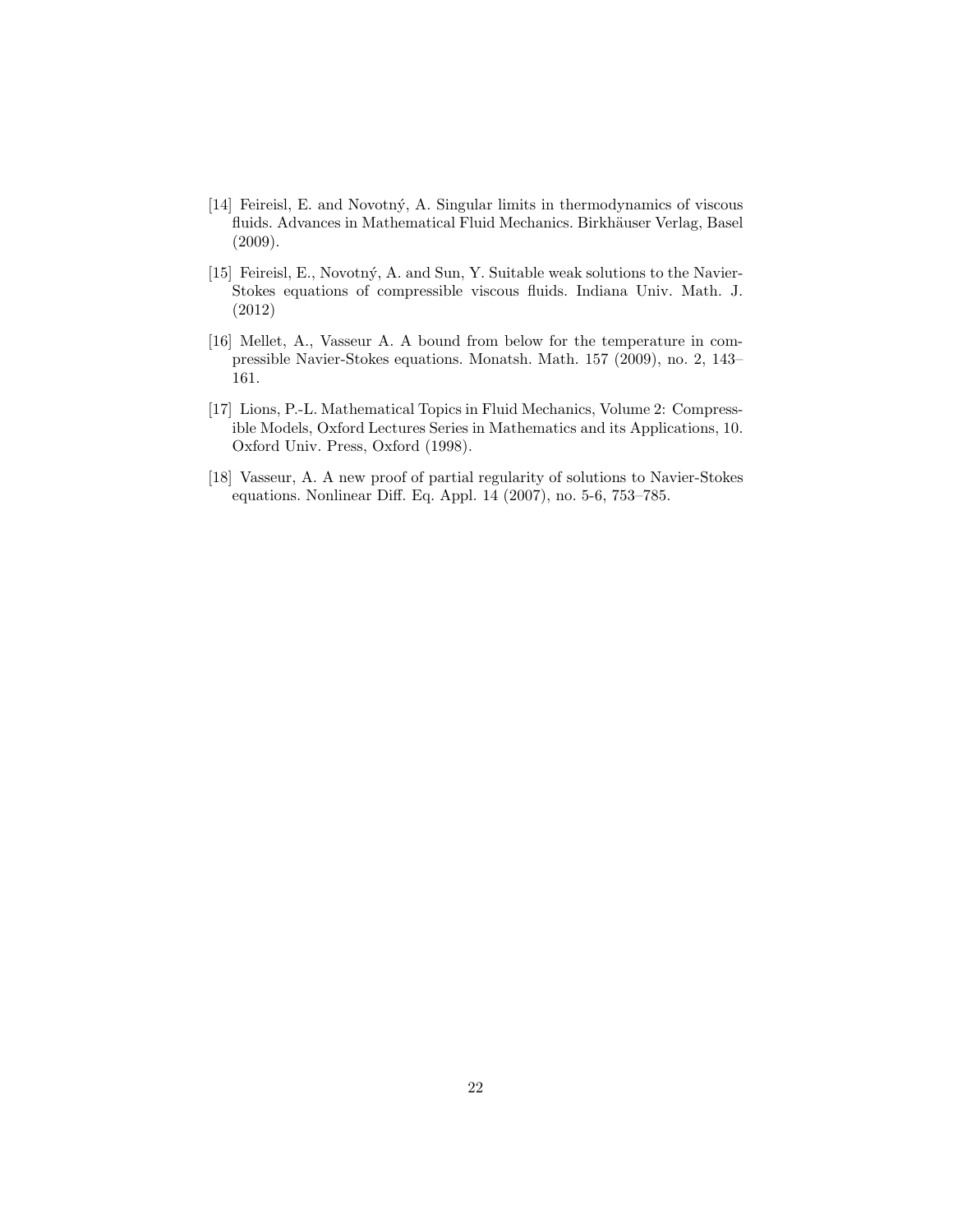[14] Feireisl, E. and Novotný, A. Singular limits in thermodynamics of viscous fluids. Advances in Mathematical Fluid Mechanics. Birkhäuser Verlag, Basel (2009).

[15] Feireisl, E., Novotný, A. and Sun, Y. Suitable weak solutions to the Navier-Stokes equations of compressible viscous fluids. Indiana Univ. Math. J. (2012)

[16] Mellet, A., Vasseur A. A bound from below for the temperature in compressible Navier-Stokes equations. Monatsh. Math. 157 (2009), no. 2, 143–161.

[17] Lions, P.-L. Mathematical Topics in Fluid Mechanics, Volume 2: Compressible Models, Oxford Lectures Series in Mathematics and its Applications, 10. Oxford Univ. Press, Oxford (1998).

[18] Vasseur, A. A new proof of partial regularity of solutions to Navier-Stokes equations. Nonlinear Diff. Eq. Appl. 14 (2007), no. 5-6, 753–785.